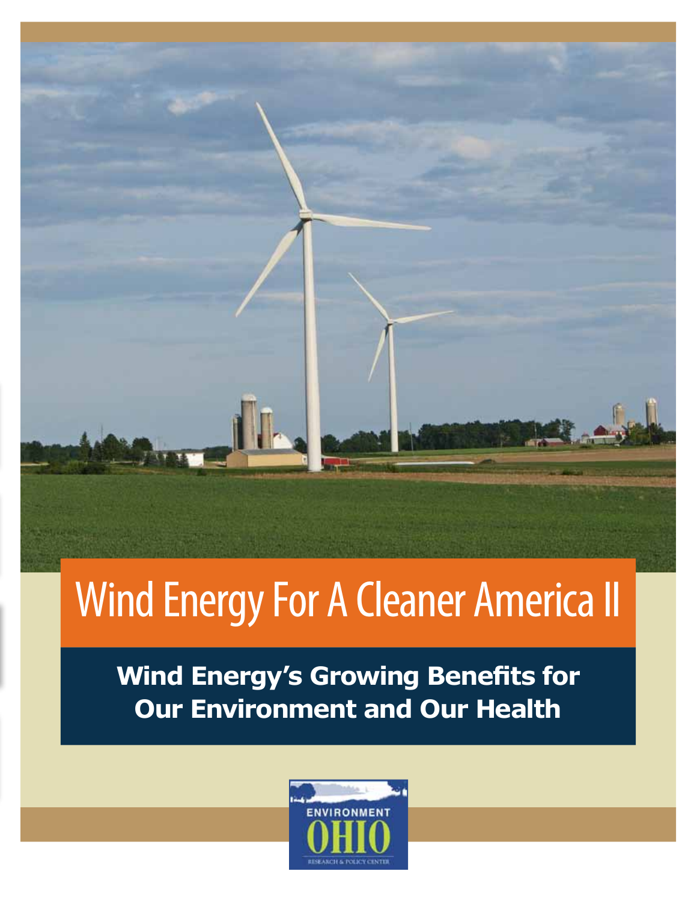# Wind Energy For A Cleaner America II

## Wind Energy's Growing Benefits for Our Environment and Our Health

ENVIRONMENT OHIO

RESEARCH & POLICY CENTER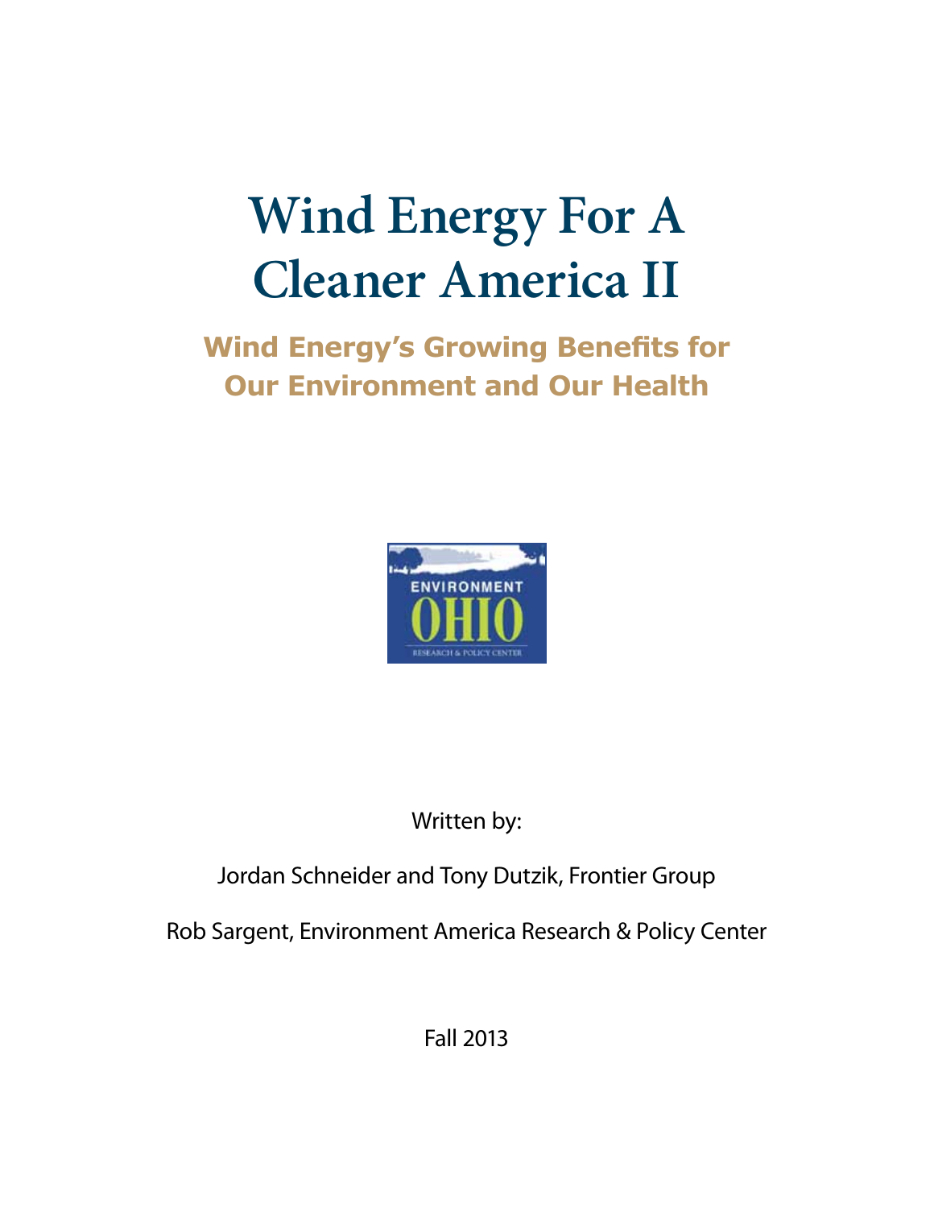# Wind Energy For A Cleaner America II

## Wind Energy's Growing Benefits for Our Environment and Our Health

ENVIRONMENT OHIO

RESEARCH & POLICY CENTER

Written by:

Jordan Schneider and Tony Dutzik, Frontier Group

Rob Sargent, Environment America Research & Policy Center

Fall 2013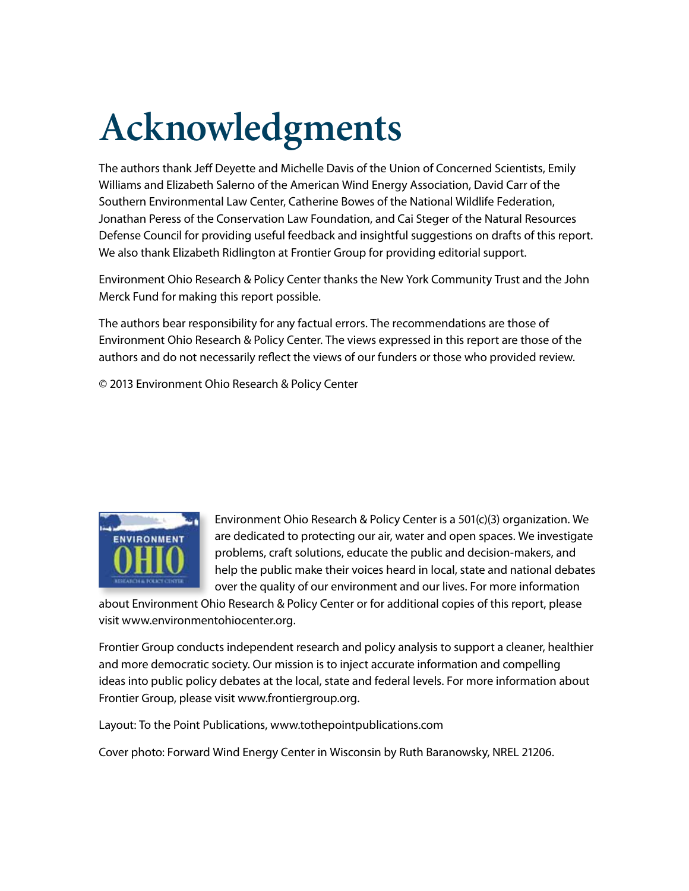# Acknowledgments

The authors thank Jeff Deyette and Michelle Davis of the Union of Concerned Scientists, Emily Williams and Elizabeth Salerno of the American Wind Energy Association, David Carr of the Southern Environmental Law Center, Catherine Bowes of the National Wildlife Federation, Jonathan Peress of the Conservation Law Foundation, and Cai Steger of the Natural Resources Defense Council for providing useful feedback and insightful suggestions on drafts of this report. We also thank Elizabeth Ridlington at Frontier Group for providing editorial support.

Environment Ohio Research & Policy Center thanks the New York Community Trust and the John Merck Fund for making this report possible.

The authors bear responsibility for any factual errors. The recommendations are those of Environment Ohio Research & Policy Center. The views expressed in this report are those of the authors and do not necessarily reflect the views of our funders or those who provided review.

© 2013 Environment Ohio Research & Policy Center

Environment Ohio Research & Policy Center is a 501(c)(3) organization. We are dedicated to protecting our air, water and open spaces. We investigate problems, craft solutions, educate the public and decision-makers, and help the public make their voices heard in local, state and national debates over the quality of our environment and our lives. For more information about Environment Ohio Research & Policy Center or for additional copies of this report, please visit www.environmentohiocenter.org.

Frontier Group conducts independent research and policy analysis to support a cleaner, healthier and more democratic society. Our mission is to inject accurate information and compelling ideas into public policy debates at the local, state and federal levels. For more information about Frontier Group, please visit www.frontiergroup.org.

Layout: To the Point Publications, www.tothepointpublications.com

Cover photo: Forward Wind Energy Center in Wisconsin by Ruth Baranowsky, NREL 21206.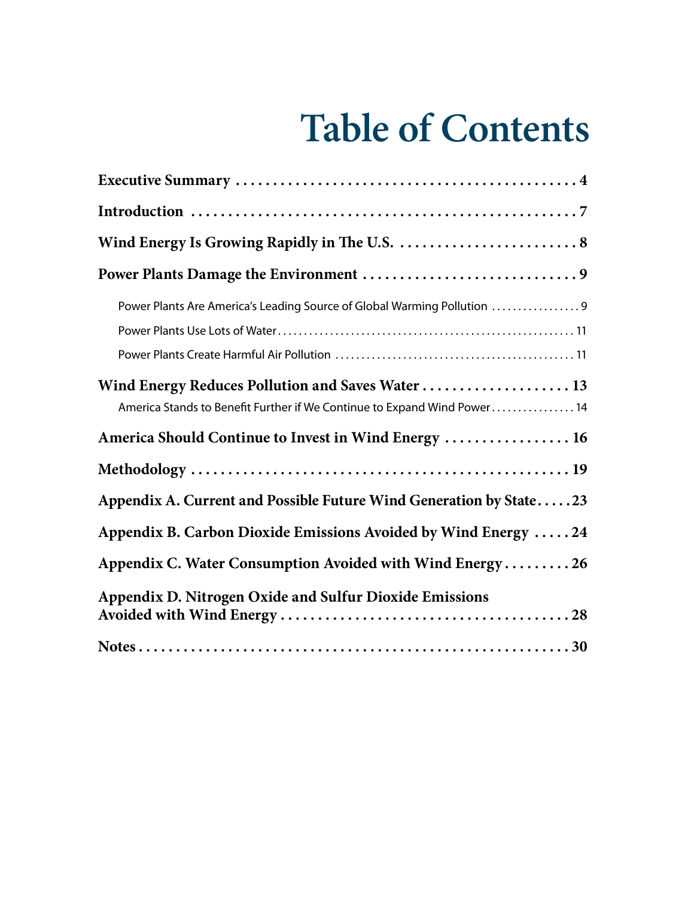# Table of Contents

**Executive Summary** . . . . . . . . . . . . . . . . . . . . . . . . . . . . . . . . . . . . . . . . . . . . . . . . **4**

**Introduction** . . . . . . . . . . . . . . . . . . . . . . . . . . . . . . . . . . . . . . . . . . . . . . . . . . . . **7**

**Wind Energy Is Growing Rapidly in The U.S.** . . . . . . . . . . . . . . . . . . . . . . . . . . **8**

**Power Plants Damage the Environment** . . . . . . . . . . . . . . . . . . . . . . . . . . . . . . **9**

- Power Plants Are America's Leading Source of Global Warming Pollution . . . . . . . . . . . . . . . . . 9
- Power Plants Use Lots of Water . . . . . . . . . . . . . . . . . . . . . . . . . . . . . . . . . . . . . . . . . . . . . . . . . . . . . . 11
- Power Plants Create Harmful Air Pollution . . . . . . . . . . . . . . . . . . . . . . . . . . . . . . . . . . . . . . . . . . . . 11

**Wind Energy Reduces Pollution and Saves Water** . . . . . . . . . . . . . . . . . . . . . **13**

- America Stands to Benefit Further if We Continue to Expand Wind Power . . . . . . . . . . . . . . . . 14

**America Should Continue to Invest in Wind Energy** . . . . . . . . . . . . . . . . . . **16**

**Methodology** . . . . . . . . . . . . . . . . . . . . . . . . . . . . . . . . . . . . . . . . . . . . . . . . . . . . **19**

**Appendix A. Current and Possible Future Wind Generation by State** . . . . . **23**

**Appendix B. Carbon Dioxide Emissions Avoided by Wind Energy** . . . . . **24**

**Appendix C. Water Consumption Avoided with Wind Energy** . . . . . . . . . **26**

**Appendix D. Nitrogen Oxide and Sulfur Dioxide Emissions Avoided with Wind Energy** . . . . . . . . . . . . . . . . . . . . . . . . . . . . . . . . . . . . . . . **28**

**Notes** . . . . . . . . . . . . . . . . . . . . . . . . . . . . . . . . . . . . . . . . . . . . . . . . . . . . . . . . . . . **30**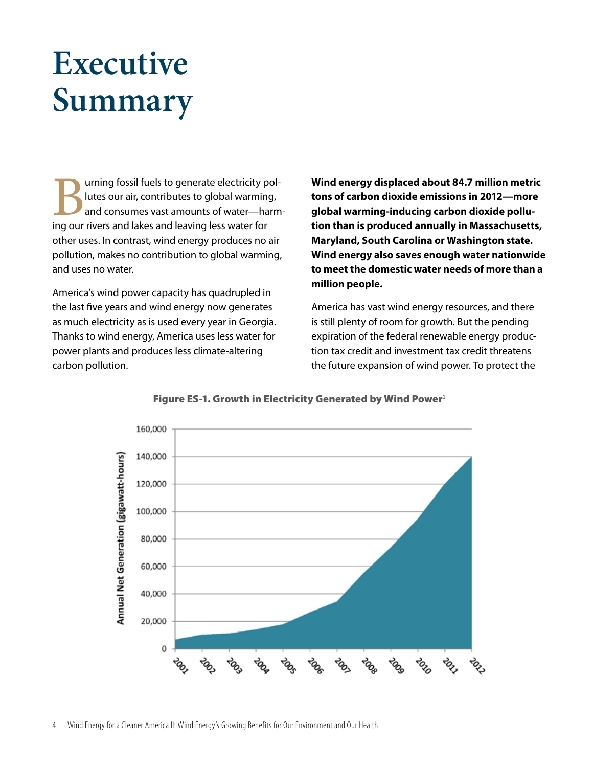# Executive Summary

Burning fossil fuels to generate electricity pollutes our air, contributes to global warming, and consumes vast amounts of water—harming our rivers and lakes and leaving less water for other uses. In contrast, wind energy produces no air pollution, makes no contribution to global warming, and uses no water.

America's wind power capacity has quadrupled in the last five years and wind energy now generates as much electricity as is used every year in Georgia. Thanks to wind energy, America uses less water for power plants and produces less climate-altering carbon pollution.

**Wind energy displaced about 84.7 million metric tons of carbon dioxide emissions in 2012—more global warming-inducing carbon dioxide pollution than is produced annually in Massachusetts, Maryland, South Carolina or Washington state. Wind energy also saves enough water nationwide to meet the domestic water needs of more than a million people.**

America has vast wind energy resources, and there is still plenty of room for growth. But the pending expiration of the federal renewable energy production tax credit and investment tax credit threatens the future expansion of wind power. To protect the

**Figure ES-1. Growth in Electricity Generated by Wind Power**[1]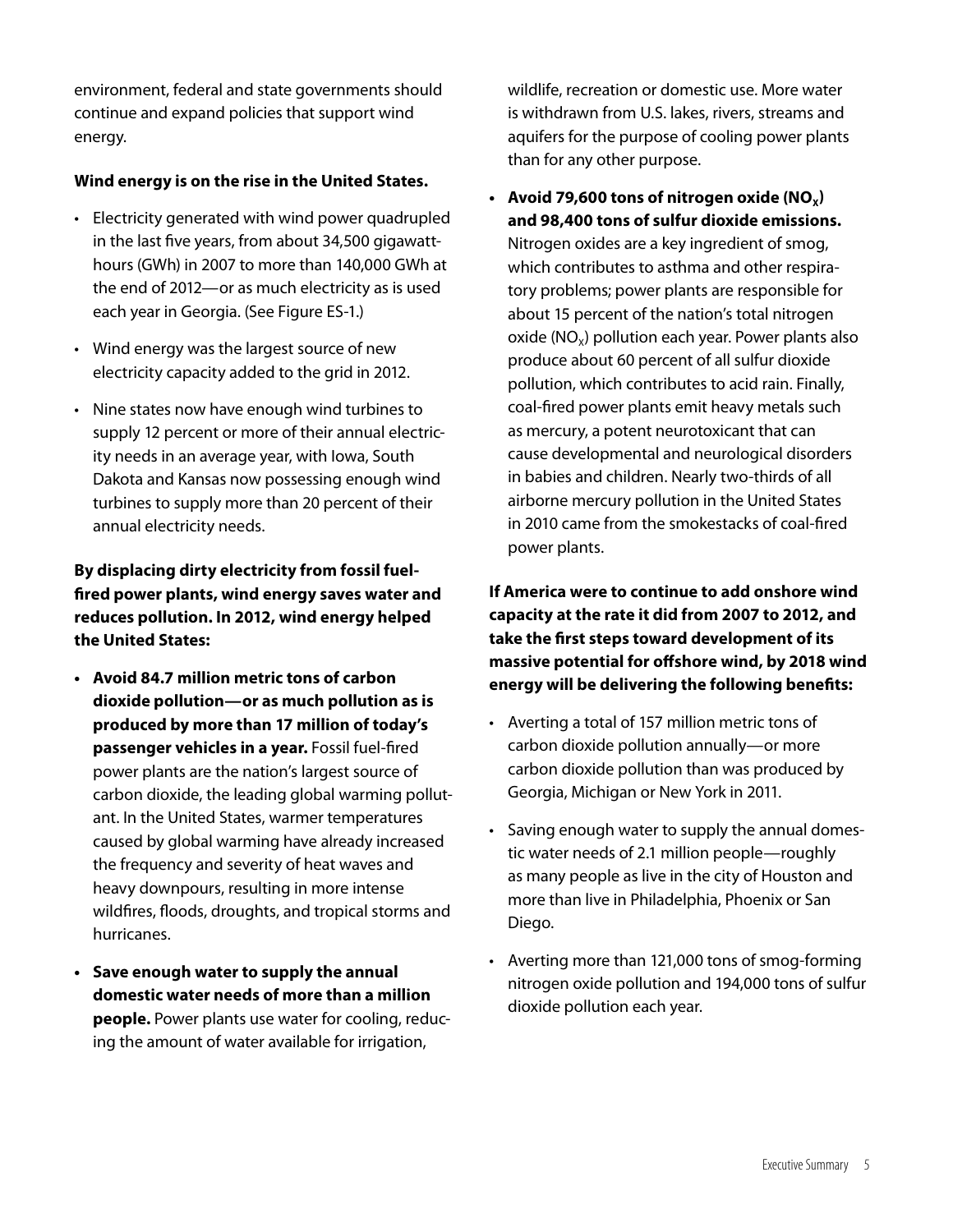environment, federal and state governments should continue and expand policies that support wind energy.

**Wind energy is on the rise in the United States.**

- Electricity generated with wind power quadrupled in the last five years, from about 34,500 gigawatt-hours (GWh) in 2007 to more than 140,000 GWh at the end of 2012—or as much electricity as is used each year in Georgia. (See Figure ES-1.)
- Wind energy was the largest source of new electricity capacity added to the grid in 2012.
- Nine states now have enough wind turbines to supply 12 percent or more of their annual electricity needs in an average year, with Iowa, South Dakota and Kansas now possessing enough wind turbines to supply more than 20 percent of their annual electricity needs.

**By displacing dirty electricity from fossil fuel-fired power plants, wind energy saves water and reduces pollution. In 2012, wind energy helped the United States:**

- **Avoid 84.7 million metric tons of carbon dioxide pollution—or as much pollution as is produced by more than 17 million of today's passenger vehicles in a year.** Fossil fuel-fired power plants are the nation's largest source of carbon dioxide, the leading global warming pollutant. In the United States, warmer temperatures caused by global warming have already increased the frequency and severity of heat waves and heavy downpours, resulting in more intense wildfires, floods, droughts, and tropical storms and hurricanes.
- **Save enough water to supply the annual domestic water needs of more than a million people.** Power plants use water for cooling, reducing the amount of water available for irrigation, wildlife, recreation or domestic use. More water is withdrawn from U.S. lakes, rivers, streams and aquifers for the purpose of cooling power plants than for any other purpose.
- **Avoid 79,600 tons of nitrogen oxide ($NO_X$) and 98,400 tons of sulfur dioxide emissions.** Nitrogen oxides are a key ingredient of smog, which contributes to asthma and other respiratory problems; power plants are responsible for about 15 percent of the nation's total nitrogen oxide ($NO_X$) pollution each year. Power plants also produce about 60 percent of all sulfur dioxide pollution, which contributes to acid rain. Finally, coal-fired power plants emit heavy metals such as mercury, a potent neurotoxicant that can cause developmental and neurological disorders in babies and children. Nearly two-thirds of all airborne mercury pollution in the United States in 2010 came from the smokestacks of coal-fired power plants.

**If America were to continue to add onshore wind capacity at the rate it did from 2007 to 2012, and take the first steps toward development of its massive potential for offshore wind, by 2018 wind energy will be delivering the following benefits:**

- Averting a total of 157 million metric tons of carbon dioxide pollution annually—or more carbon dioxide pollution than was produced by Georgia, Michigan or New York in 2011.
- Saving enough water to supply the annual domestic water needs of 2.1 million people—roughly as many people as live in the city of Houston and more than live in Philadelphia, Phoenix or San Diego.
- Averting more than 121,000 tons of smog-forming nitrogen oxide pollution and 194,000 tons of sulfur dioxide pollution each year.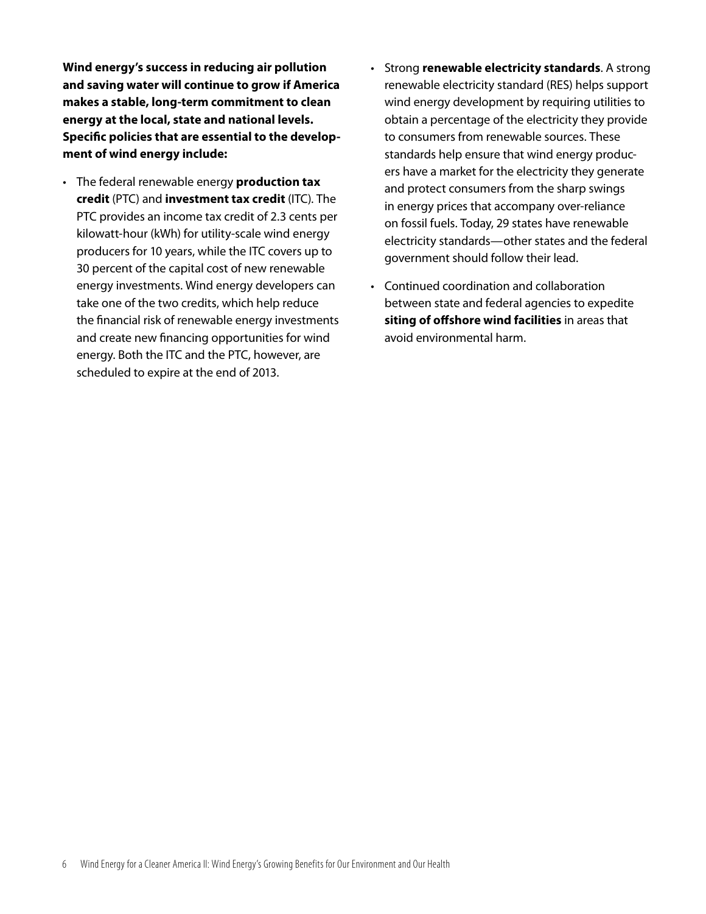**Wind energy's success in reducing air pollution and saving water will continue to grow if America makes a stable, long-term commitment to clean energy at the local, state and national levels. Specific policies that are essential to the development of wind energy include:**

- The federal renewable energy **production tax credit** (PTC) and **investment tax credit** (ITC). The PTC provides an income tax credit of 2.3 cents per kilowatt-hour (kWh) for utility-scale wind energy producers for 10 years, while the ITC covers up to 30 percent of the capital cost of new renewable energy investments. Wind energy developers can take one of the two credits, which help reduce the financial risk of renewable energy investments and create new financing opportunities for wind energy. Both the ITC and the PTC, however, are scheduled to expire at the end of 2013.
- Strong **renewable electricity standards**. A strong renewable electricity standard (RES) helps support wind energy development by requiring utilities to obtain a percentage of the electricity they provide to consumers from renewable sources. These standards help ensure that wind energy producers have a market for the electricity they generate and protect consumers from the sharp swings in energy prices that accompany over-reliance on fossil fuels. Today, 29 states have renewable electricity standards—other states and the federal government should follow their lead.
- Continued coordination and collaboration between state and federal agencies to expedite **siting of offshore wind facilities** in areas that avoid environmental harm.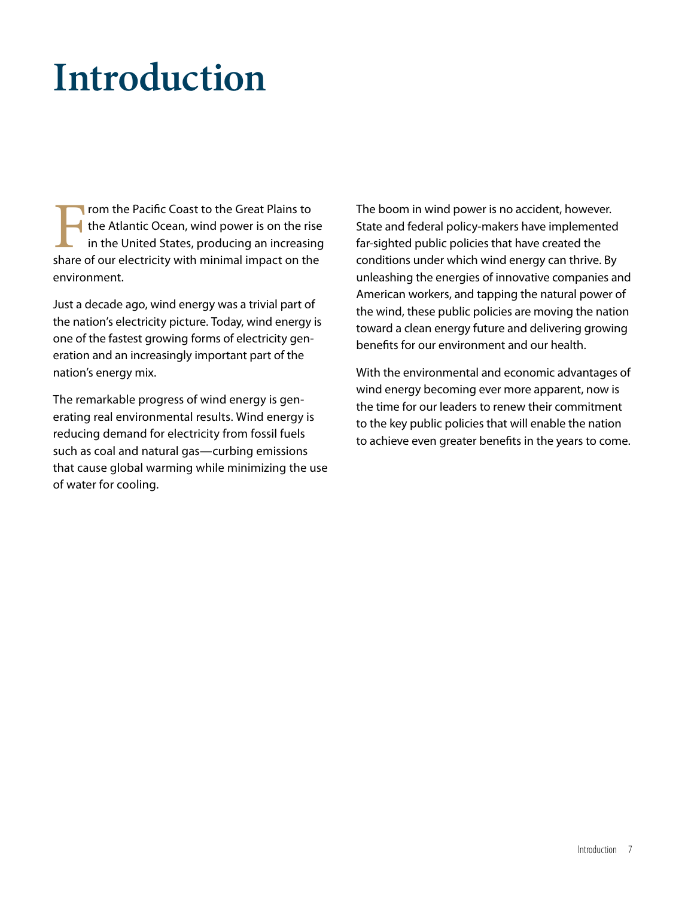# Introduction

From the Pacific Coast to the Great Plains to the Atlantic Ocean, wind power is on the rise in the United States, producing an increasing share of our electricity with minimal impact on the environment.

Just a decade ago, wind energy was a trivial part of the nation's electricity picture. Today, wind energy is one of the fastest growing forms of electricity generation and an increasingly important part of the nation's energy mix.

The remarkable progress of wind energy is generating real environmental results. Wind energy is reducing demand for electricity from fossil fuels such as coal and natural gas—curbing emissions that cause global warming while minimizing the use of water for cooling.

The boom in wind power is no accident, however. State and federal policy-makers have implemented far-sighted public policies that have created the conditions under which wind energy can thrive. By unleashing the energies of innovative companies and American workers, and tapping the natural power of the wind, these public policies are moving the nation toward a clean energy future and delivering growing benefits for our environment and our health.

With the environmental and economic advantages of wind energy becoming ever more apparent, now is the time for our leaders to renew their commitment to the key public policies that will enable the nation to achieve even greater benefits in the years to come.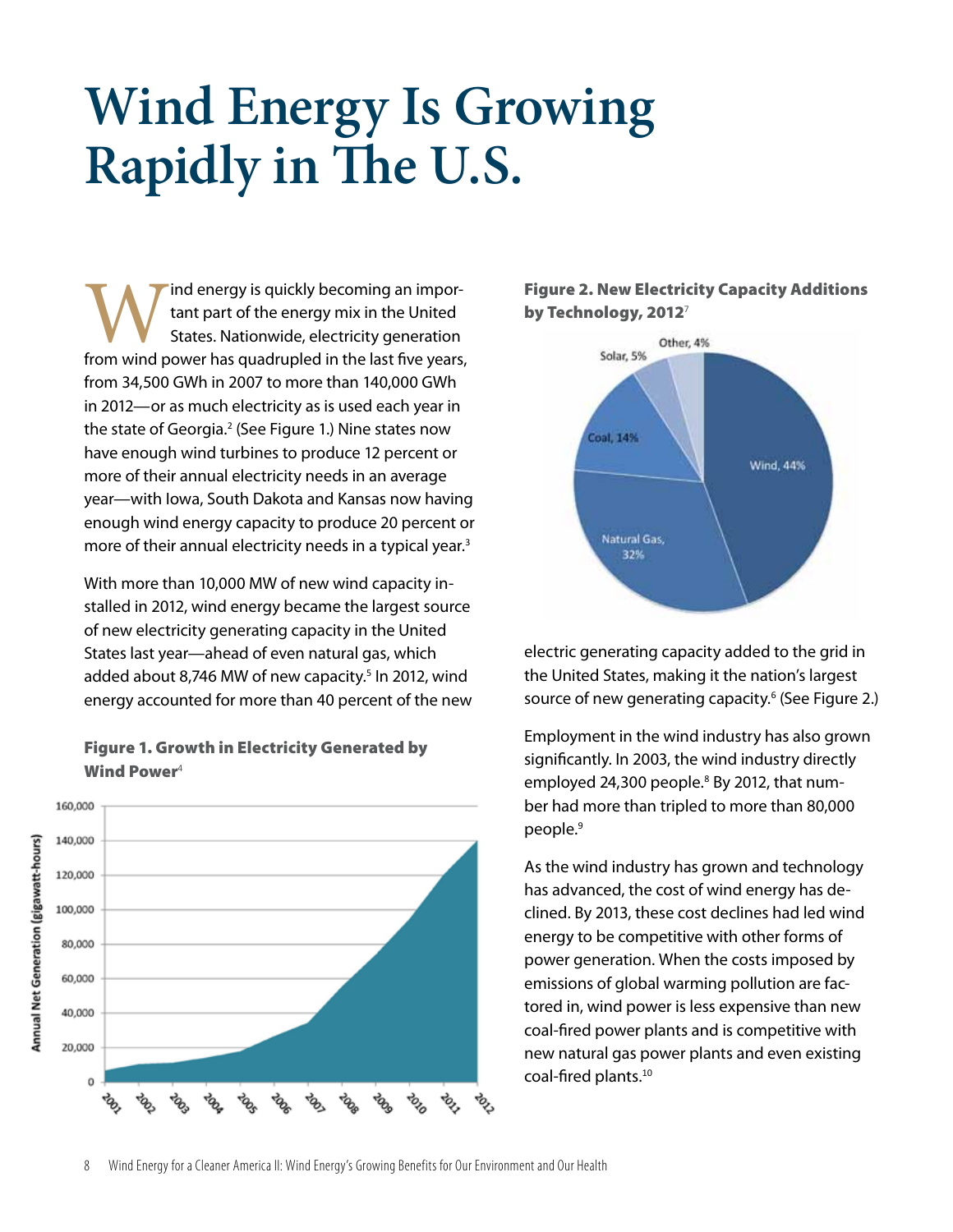# Wind Energy Is Growing Rapidly in The U.S.

Wind energy is quickly becoming an important part of the energy mix in the United States. Nationwide, electricity generation from wind power has quadrupled in the last five years, from 34,500 GWh in 2007 to more than 140,000 GWh in 2012—or as much electricity as is used each year in the state of Georgia.[2] (See Figure 1.) Nine states now have enough wind turbines to produce 12 percent or more of their annual electricity needs in an average year—with Iowa, South Dakota and Kansas now having enough wind energy capacity to produce 20 percent or more of their annual electricity needs in a typical year.[3]

With more than 10,000 MW of new wind capacity installed in 2012, wind energy became the largest source of new electricity generating capacity in the United States last year—ahead of even natural gas, which added about 8,746 MW of new capacity.[5] In 2012, wind energy accounted for more than 40 percent of the new electric generating capacity added to the grid in the United States, making it the nation's largest source of new generating capacity.[6] (See Figure 2.)

**Figure 1. Growth in Electricity Generated by Wind Power**[4]

**Figure 2. New Electricity Capacity Additions by Technology, 2012**[7]

Employment in the wind industry has also grown significantly. In 2003, the wind industry directly employed 24,300 people.[8] By 2012, that number had more than tripled to more than 80,000 people.[9]

As the wind industry has grown and technology has advanced, the cost of wind energy has declined. By 2013, these cost declines had led wind energy to be competitive with other forms of power generation. When the costs imposed by emissions of global warming pollution are factored in, wind power is less expensive than new coal-fired power plants and is competitive with new natural gas power plants and even existing coal-fired plants.[10]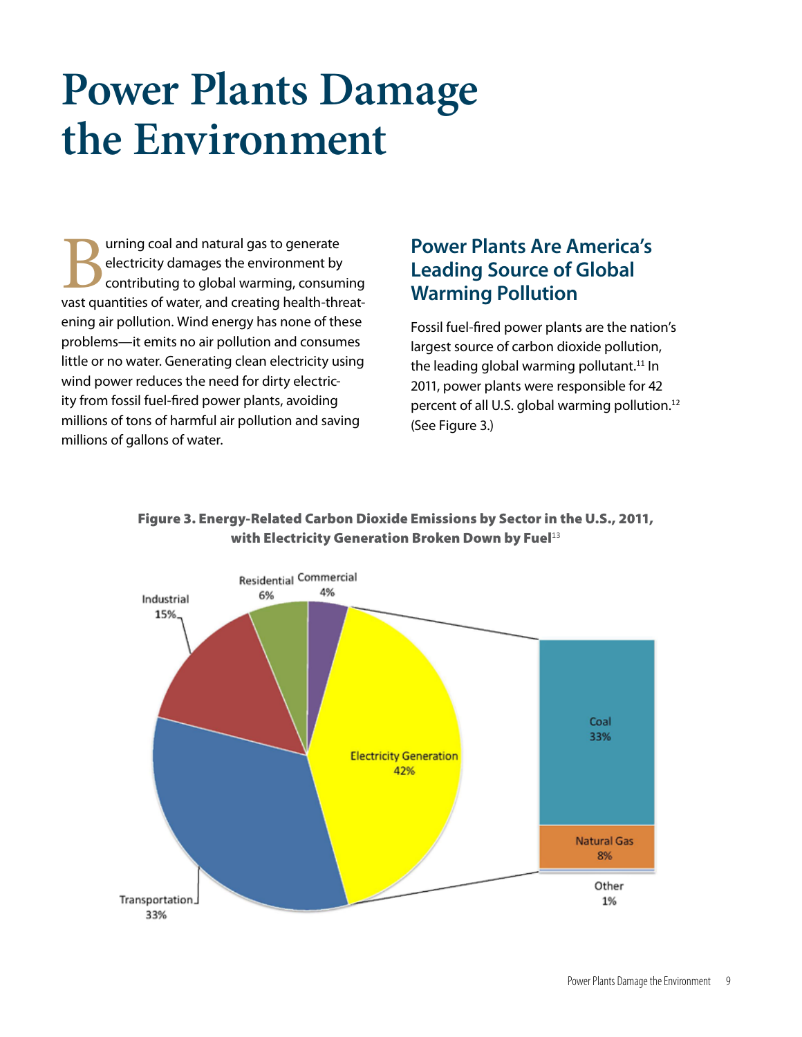# Power Plants Damage the Environment

Burning coal and natural gas to generate electricity damages the environment by contributing to global warming, consuming vast quantities of water, and creating health-threatening air pollution. Wind energy has none of these problems—it emits no air pollution and consumes little or no water. Generating clean electricity using wind power reduces the need for dirty electricity from fossil fuel-fired power plants, avoiding millions of tons of harmful air pollution and saving millions of gallons of water.

## Power Plants Are America's Leading Source of Global Warming Pollution

Fossil fuel-fired power plants are the nation's largest source of carbon dioxide pollution, the leading global warming pollutant.[11] In 2011, power plants were responsible for 42 percent of all U.S. global warming pollution.[12] (See Figure 3.)

**Figure 3. Energy-Related Carbon Dioxide Emissions by Sector in the U.S., 2011, with Electricity Generation Broken Down by Fuel**[13]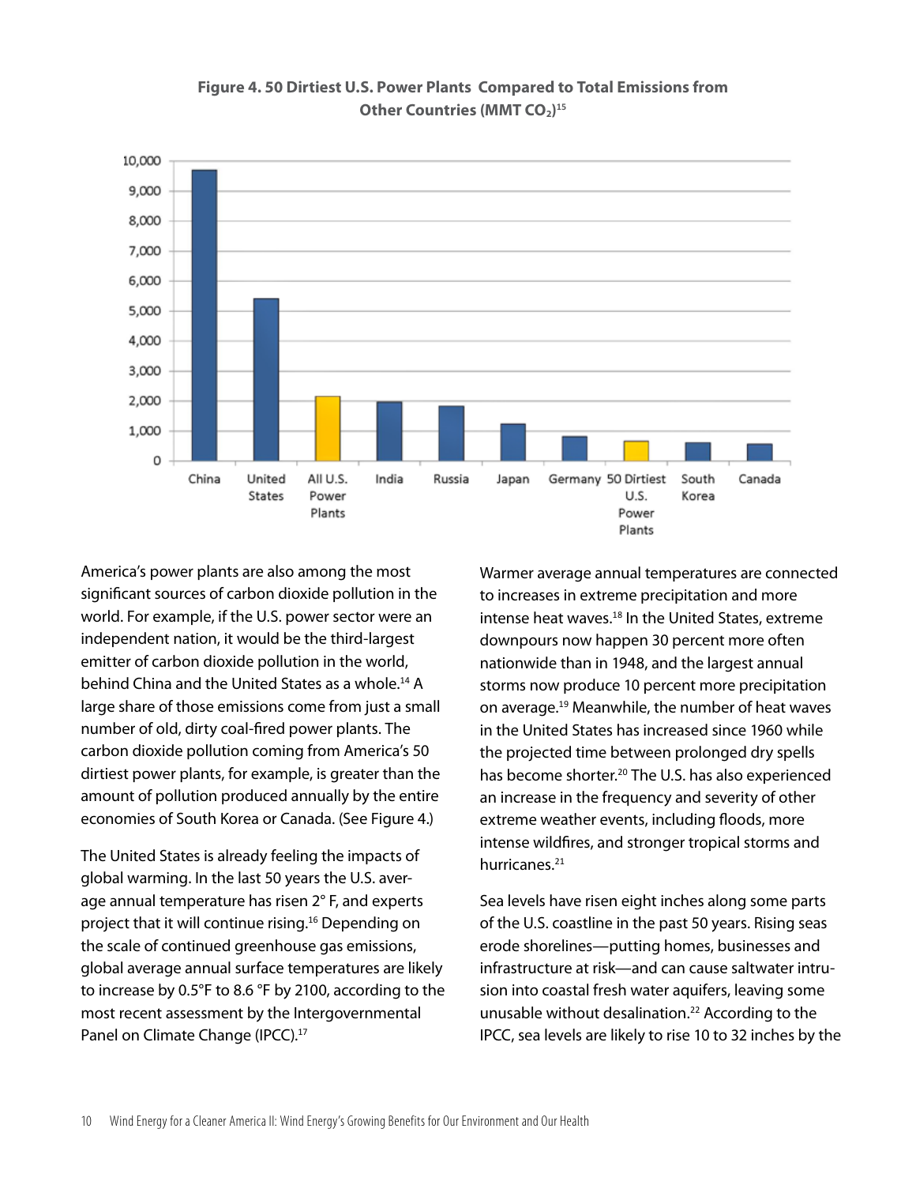**Figure 4. 50 Dirtiest U.S. Power Plants Compared to Total Emissions from Other Countries (MMT $CO_2$)[15]**

America's power plants are also among the most significant sources of carbon dioxide pollution in the world. For example, if the U.S. power sector were an independent nation, it would be the third-largest emitter of carbon dioxide pollution in the world, behind China and the United States as a whole.[14] A large share of those emissions come from just a small number of old, dirty coal-fired power plants. The carbon dioxide pollution coming from America's 50 dirtiest power plants, for example, is greater than the amount of pollution produced annually by the entire economies of South Korea or Canada. (See Figure 4.)

The United States is already feeling the impacts of global warming. In the last 50 years the U.S. average annual temperature has risen 2° F, and experts project that it will continue rising.[16] Depending on the scale of continued greenhouse gas emissions, global average annual surface temperatures are likely to increase by 0.5°F to 8.6 °F by 2100, according to the most recent assessment by the Intergovernmental Panel on Climate Change (IPCC).[17]

Warmer average annual temperatures are connected to increases in extreme precipitation and more intense heat waves.[18] In the United States, extreme downpours now happen 30 percent more often nationwide than in 1948, and the largest annual storms now produce 10 percent more precipitation on average.[19] Meanwhile, the number of heat waves in the United States has increased since 1960 while the projected time between prolonged dry spells has become shorter.[20] The U.S. has also experienced an increase in the frequency and severity of other extreme weather events, including floods, more intense wildfires, and stronger tropical storms and hurricanes.[21]

Sea levels have risen eight inches along some parts of the U.S. coastline in the past 50 years. Rising seas erode shorelines—putting homes, businesses and infrastructure at risk—and can cause saltwater intrusion into coastal fresh water aquifers, leaving some unusable without desalination.[22] According to the IPCC, sea levels are likely to rise 10 to 32 inches by the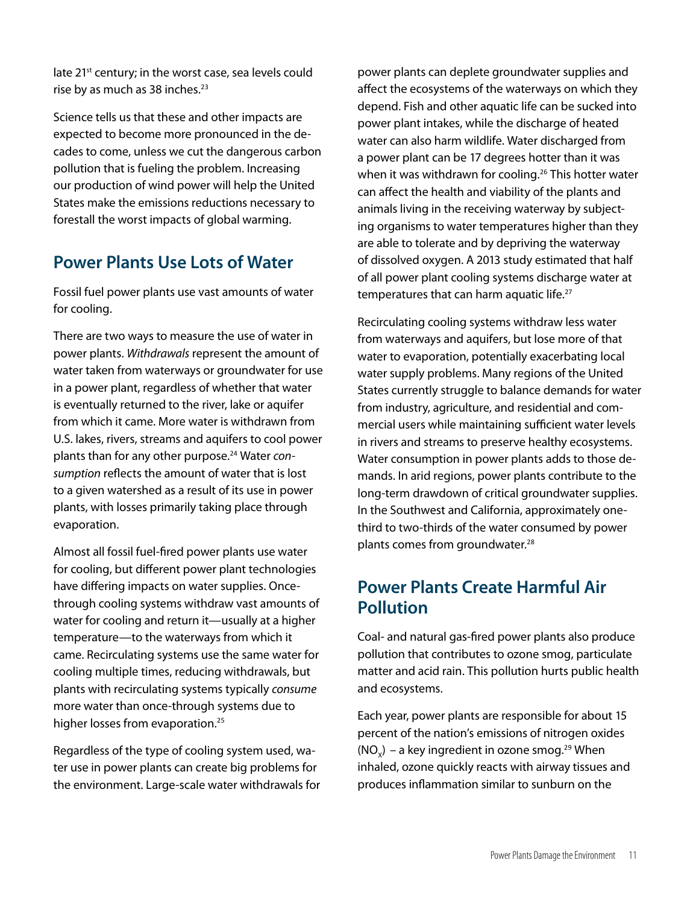late 21st century; in the worst case, sea levels could rise by as much as 38 inches.[23]

Science tells us that these and other impacts are expected to become more pronounced in the decades to come, unless we cut the dangerous carbon pollution that is fueling the problem. Increasing our production of wind power will help the United States make the emissions reductions necessary to forestall the worst impacts of global warming.

## Power Plants Use Lots of Water

Fossil fuel power plants use vast amounts of water for cooling.

There are two ways to measure the use of water in power plants. *Withdrawals* represent the amount of water taken from waterways or groundwater for use in a power plant, regardless of whether that water is eventually returned to the river, lake or aquifer from which it came. More water is withdrawn from U.S. lakes, rivers, streams and aquifers to cool power plants than for any other purpose.[24] Water *consumption* reflects the amount of water that is lost to a given watershed as a result of its use in power plants, with losses primarily taking place through evaporation.

Almost all fossil fuel-fired power plants use water for cooling, but different power plant technologies have differing impacts on water supplies. Once-through cooling systems withdraw vast amounts of water for cooling and return it—usually at a higher temperature—to the waterways from which it came. Recirculating systems use the same water for cooling multiple times, reducing withdrawals, but plants with recirculating systems typically *consume* more water than once-through systems due to higher losses from evaporation.[25]

Regardless of the type of cooling system used, water use in power plants can create big problems for the environment. Large-scale water withdrawals for power plants can deplete groundwater supplies and affect the ecosystems of the waterways on which they depend. Fish and other aquatic life can be sucked into power plant intakes, while the discharge of heated water can also harm wildlife. Water discharged from a power plant can be 17 degrees hotter than it was when it was withdrawn for cooling.[26] This hotter water can affect the health and viability of the plants and animals living in the receiving waterway by subjecting organisms to water temperatures higher than they are able to tolerate and by depriving the waterway of dissolved oxygen. A 2013 study estimated that half of all power plant cooling systems discharge water at temperatures that can harm aquatic life.[27]

Recirculating cooling systems withdraw less water from waterways and aquifers, but lose more of that water to evaporation, potentially exacerbating local water supply problems. Many regions of the United States currently struggle to balance demands for water from industry, agriculture, and residential and commercial users while maintaining sufficient water levels in rivers and streams to preserve healthy ecosystems. Water consumption in power plants adds to those demands. In arid regions, power plants contribute to the long-term drawdown of critical groundwater supplies. In the Southwest and California, approximately one-third to two-thirds of the water consumed by power plants comes from groundwater.[28]

## Power Plants Create Harmful Air Pollution

Coal- and natural gas-fired power plants also produce pollution that contributes to ozone smog, particulate matter and acid rain. This pollution hurts public health and ecosystems.

Each year, power plants are responsible for about 15 percent of the nation's emissions of nitrogen oxides ($NO_x$) – a key ingredient in ozone smog.[29] When inhaled, ozone quickly reacts with airway tissues and produces inflammation similar to sunburn on the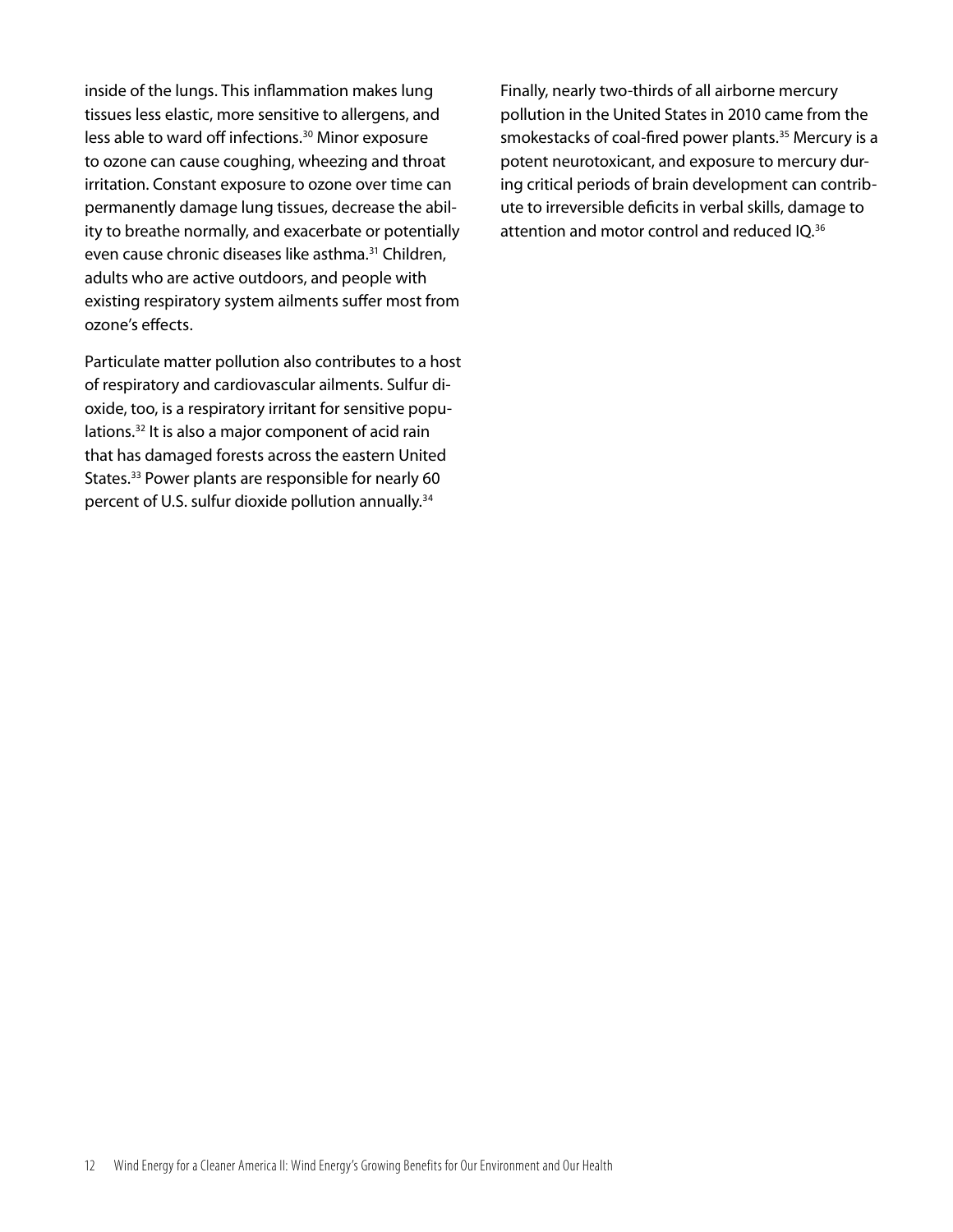inside of the lungs. This inflammation makes lung tissues less elastic, more sensitive to allergens, and less able to ward off infections.[30] Minor exposure to ozone can cause coughing, wheezing and throat irritation. Constant exposure to ozone over time can permanently damage lung tissues, decrease the ability to breathe normally, and exacerbate or potentially even cause chronic diseases like asthma.[31] Children, adults who are active outdoors, and people with existing respiratory system ailments suffer most from ozone's effects.

Particulate matter pollution also contributes to a host of respiratory and cardiovascular ailments. Sulfur dioxide, too, is a respiratory irritant for sensitive populations.[32] It is also a major component of acid rain that has damaged forests across the eastern United States.[33] Power plants are responsible for nearly 60 percent of U.S. sulfur dioxide pollution annually.[34]

Finally, nearly two-thirds of all airborne mercury pollution in the United States in 2010 came from the smokestacks of coal-fired power plants.[35] Mercury is a potent neurotoxicant, and exposure to mercury during critical periods of brain development can contribute to irreversible deficits in verbal skills, damage to attention and motor control and reduced IQ.[36]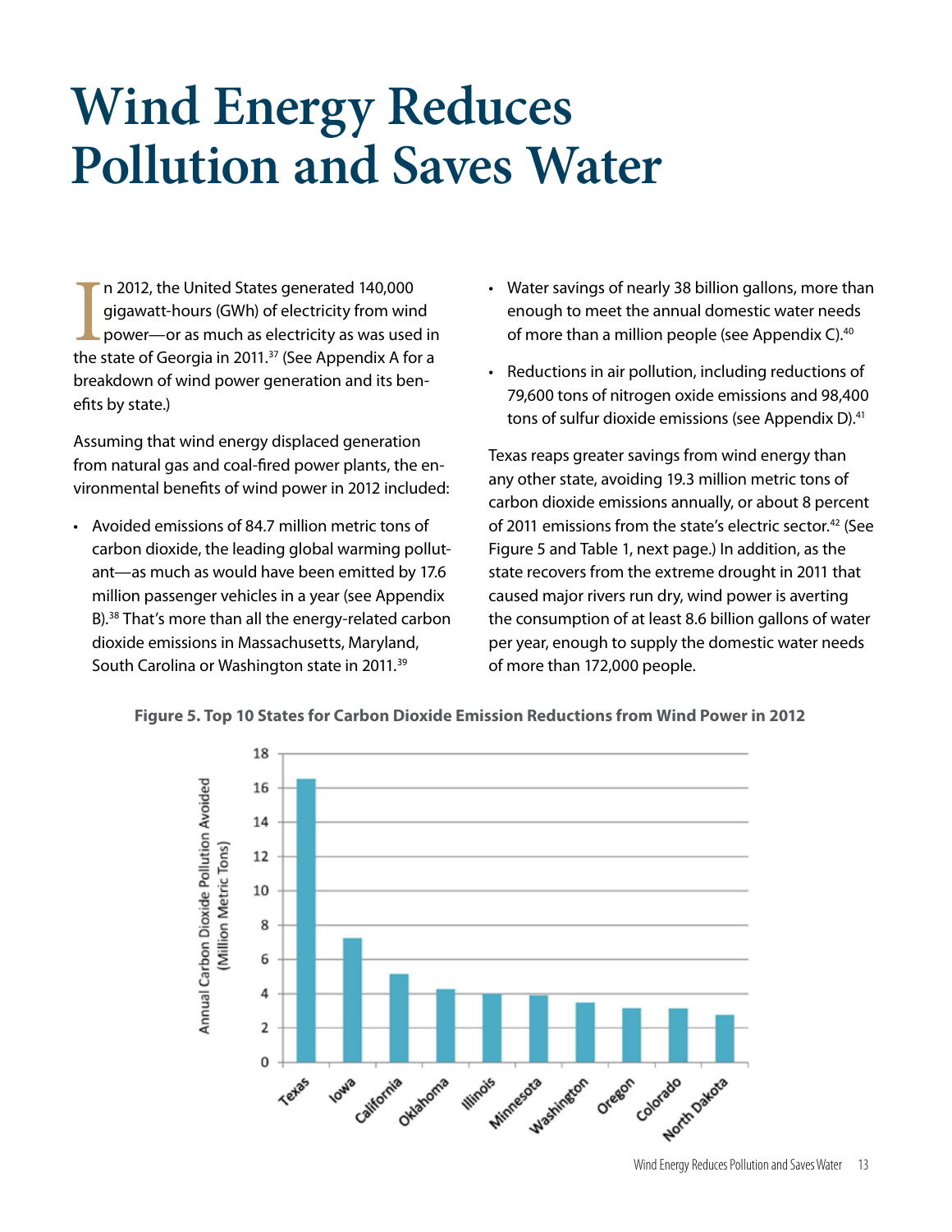# Wind Energy Reduces Pollution and Saves Water

In 2012, the United States generated 140,000 gigawatt-hours (GWh) of electricity from wind power—or as much as electricity as was used in the state of Georgia in 2011.[37] (See Appendix A for a breakdown of wind power generation and its benefits by state.)

Assuming that wind energy displaced generation from natural gas and coal-fired power plants, the environmental benefits of wind power in 2012 included:

- Avoided emissions of 84.7 million metric tons of carbon dioxide, the leading global warming pollutant—as much as would have been emitted by 17.6 million passenger vehicles in a year (see Appendix B).[38] That's more than all the energy-related carbon dioxide emissions in Massachusetts, Maryland, South Carolina or Washington state in 2011.[39]
- Water savings of nearly 38 billion gallons, more than enough to meet the annual domestic water needs of more than a million people (see Appendix C).[40]
- Reductions in air pollution, including reductions of 79,600 tons of nitrogen oxide emissions and 98,400 tons of sulfur dioxide emissions (see Appendix D).[41]

Texas reaps greater savings from wind energy than any other state, avoiding 19.3 million metric tons of carbon dioxide emissions annually, or about 8 percent of 2011 emissions from the state's electric sector.[42] (See Figure 5 and Table 1, next page.) In addition, as the state recovers from the extreme drought in 2011 that caused major rivers run dry, wind power is averting the consumption of at least 8.6 billion gallons of water per year, enough to supply the domestic water needs of more than 172,000 people.

**Figure 5. Top 10 States for Carbon Dioxide Emission Reductions from Wind Power in 2012**

| State | Annual Carbon Dioxide Pollution Avoided (Million Metric Tons) |
|---|---|
| Texas | ~16.5 |
| Iowa | ~7.2 |
| California | ~5.1 |
| Oklahoma | ~4.2 |
| Illinois | ~4.0 |
| Minnesota | ~3.9 |
| Washington | ~3.5 |
| Oregon | ~3.1 |
| Colorado | ~3.1 |
| North Dakota | ~2.7 |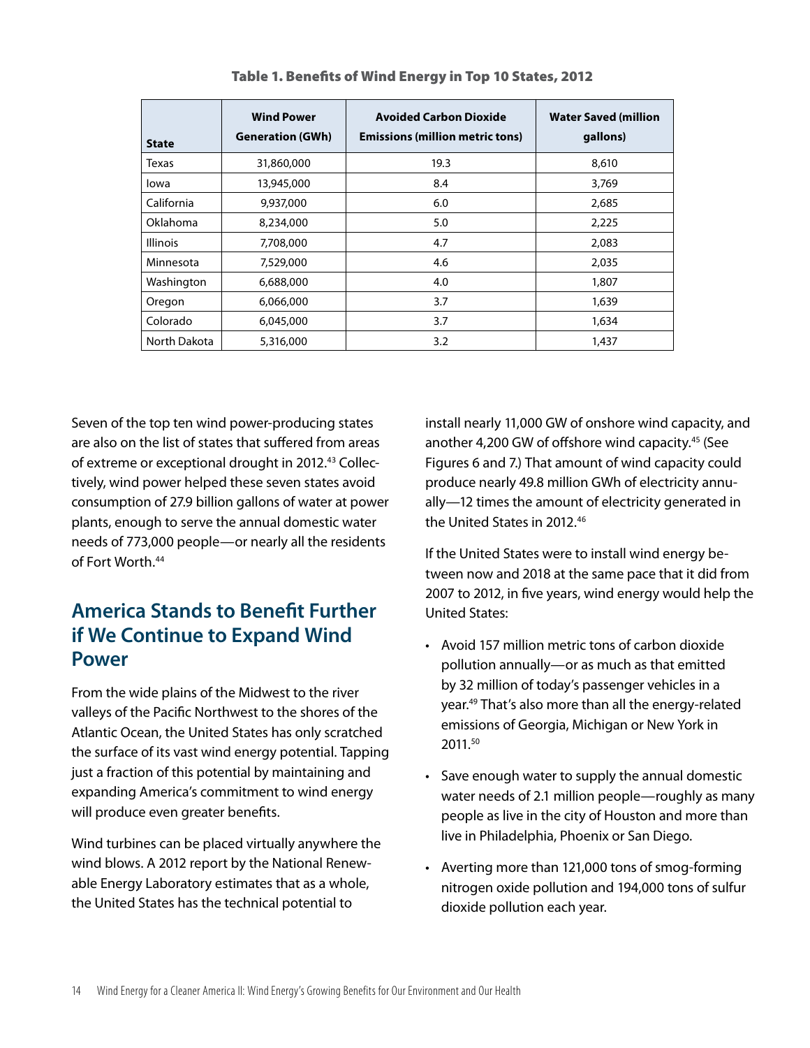**Table 1. Benefits of Wind Energy in Top 10 States, 2012**

| State | Wind Power Generation (GWh) | Avoided Carbon Dioxide Emissions (million metric tons) | Water Saved (million gallons) |
|---|---|---|---|
| Texas | 31,860,000 | 19.3 | 8,610 |
| Iowa | 13,945,000 | 8.4 | 3,769 |
| California | 9,937,000 | 6.0 | 2,685 |
| Oklahoma | 8,234,000 | 5.0 | 2,225 |
| Illinois | 7,708,000 | 4.7 | 2,083 |
| Minnesota | 7,529,000 | 4.6 | 2,035 |
| Washington | 6,688,000 | 4.0 | 1,807 |
| Oregon | 6,066,000 | 3.7 | 1,639 |
| Colorado | 6,045,000 | 3.7 | 1,634 |
| North Dakota | 5,316,000 | 3.2 | 1,437 |

Seven of the top ten wind power-producing states are also on the list of states that suffered from areas of extreme or exceptional drought in 2012.[43] Collectively, wind power helped these seven states avoid consumption of 27.9 billion gallons of water at power plants, enough to serve the annual domestic water needs of 773,000 people—or nearly all the residents of Fort Worth.[44]

## America Stands to Benefit Further if We Continue to Expand Wind Power

From the wide plains of the Midwest to the river valleys of the Pacific Northwest to the shores of the Atlantic Ocean, the United States has only scratched the surface of its vast wind energy potential. Tapping just a fraction of this potential by maintaining and expanding America's commitment to wind energy will produce even greater benefits.

Wind turbines can be placed virtually anywhere the wind blows. A 2012 report by the National Renewable Energy Laboratory estimates that as a whole, the United States has the technical potential to install nearly 11,000 GW of onshore wind capacity, and another 4,200 GW of offshore wind capacity.[45] (See Figures 6 and 7.) That amount of wind capacity could produce nearly 49.8 million GWh of electricity annually—12 times the amount of electricity generated in the United States in 2012.[46]

If the United States were to install wind energy between now and 2018 at the same pace that it did from 2007 to 2012, in five years, wind energy would help the United States:

- Avoid 157 million metric tons of carbon dioxide pollution annually—or as much as that emitted by 32 million of today's passenger vehicles in a year.[49] That's also more than all the energy-related emissions of Georgia, Michigan or New York in 2011.[50]
- Save enough water to supply the annual domestic water needs of 2.1 million people—roughly as many people as live in the city of Houston and more than live in Philadelphia, Phoenix or San Diego.
- Averting more than 121,000 tons of smog-forming nitrogen oxide pollution and 194,000 tons of sulfur dioxide pollution each year.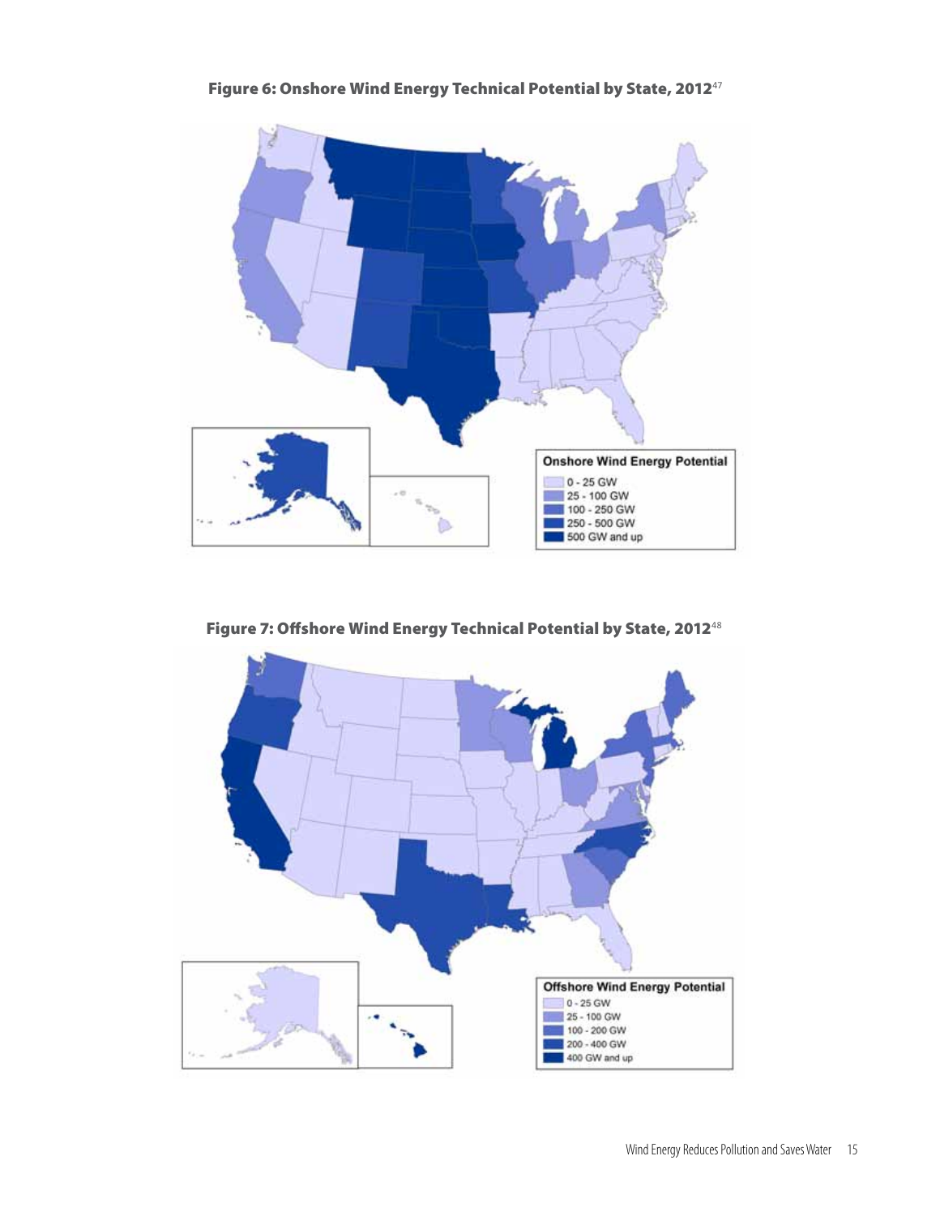**Figure 6: Onshore Wind Energy Technical Potential by State, 2012**[47]

**Figure 7: Offshore Wind Energy Technical Potential by State, 2012**[48]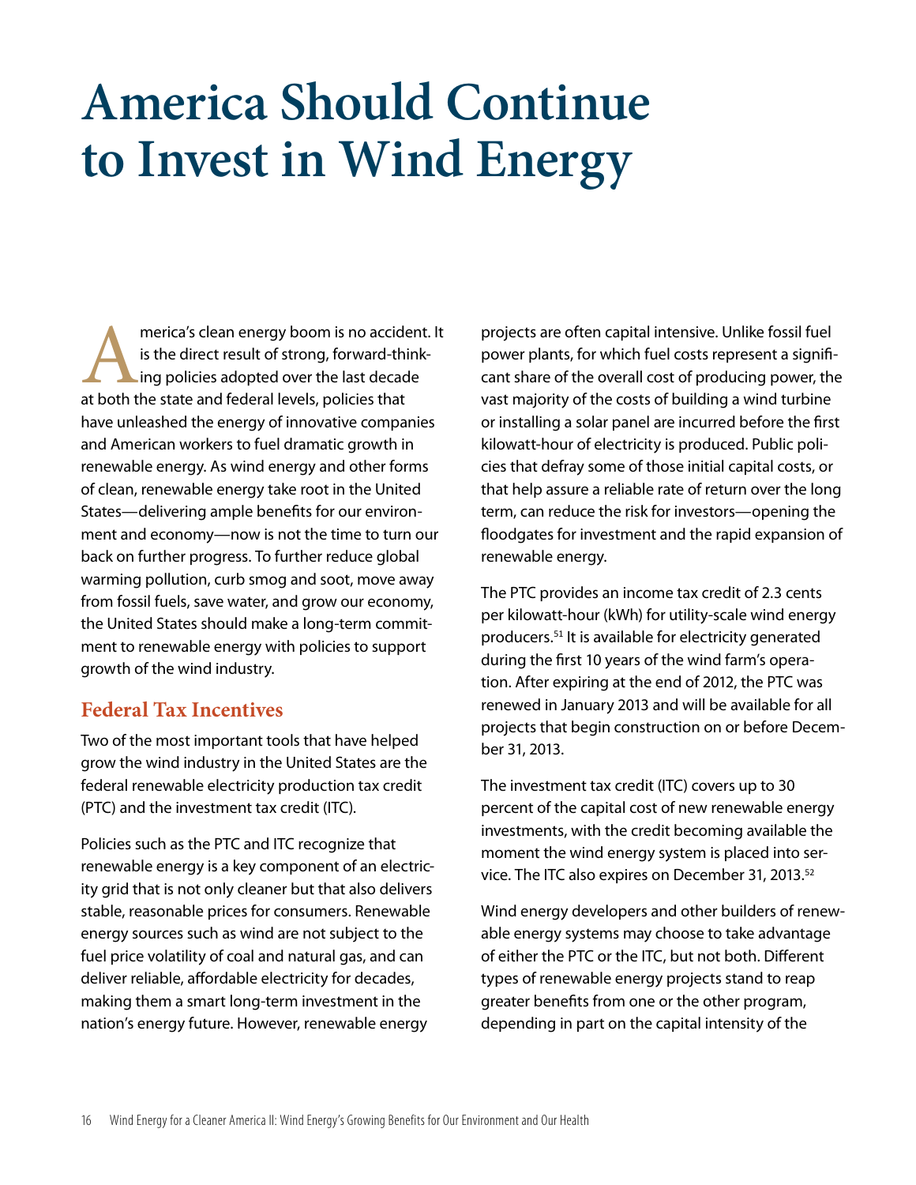# America Should Continue to Invest in Wind Energy

America's clean energy boom is no accident. It is the direct result of strong, forward-thinking policies adopted over the last decade at both the state and federal levels, policies that have unleashed the energy of innovative companies and American workers to fuel dramatic growth in renewable energy. As wind energy and other forms of clean, renewable energy take root in the United States—delivering ample benefits for our environment and economy—now is not the time to turn our back on further progress. To further reduce global warming pollution, curb smog and soot, move away from fossil fuels, save water, and grow our economy, the United States should make a long-term commitment to renewable energy with policies to support growth of the wind industry.

## Federal Tax Incentives

Two of the most important tools that have helped grow the wind industry in the United States are the federal renewable electricity production tax credit (PTC) and the investment tax credit (ITC).

Policies such as the PTC and ITC recognize that renewable energy is a key component of an electricity grid that is not only cleaner but that also delivers stable, reasonable prices for consumers. Renewable energy sources such as wind are not subject to the fuel price volatility of coal and natural gas, and can deliver reliable, affordable electricity for decades, making them a smart long-term investment in the nation's energy future. However, renewable energy projects are often capital intensive. Unlike fossil fuel power plants, for which fuel costs represent a significant share of the overall cost of producing power, the vast majority of the costs of building a wind turbine or installing a solar panel are incurred before the first kilowatt-hour of electricity is produced. Public policies that defray some of those initial capital costs, or that help assure a reliable rate of return over the long term, can reduce the risk for investors—opening the floodgates for investment and the rapid expansion of renewable energy.

The PTC provides an income tax credit of 2.3 cents per kilowatt-hour (kWh) for utility-scale wind energy producers.[51] It is available for electricity generated during the first 10 years of the wind farm's operation. After expiring at the end of 2012, the PTC was renewed in January 2013 and will be available for all projects that begin construction on or before December 31, 2013.

The investment tax credit (ITC) covers up to 30 percent of the capital cost of new renewable energy investments, with the credit becoming available the moment the wind energy system is placed into service. The ITC also expires on December 31, 2013.[52]

Wind energy developers and other builders of renewable energy systems may choose to take advantage of either the PTC or the ITC, but not both. Different types of renewable energy projects stand to reap greater benefits from one or the other program, depending in part on the capital intensity of the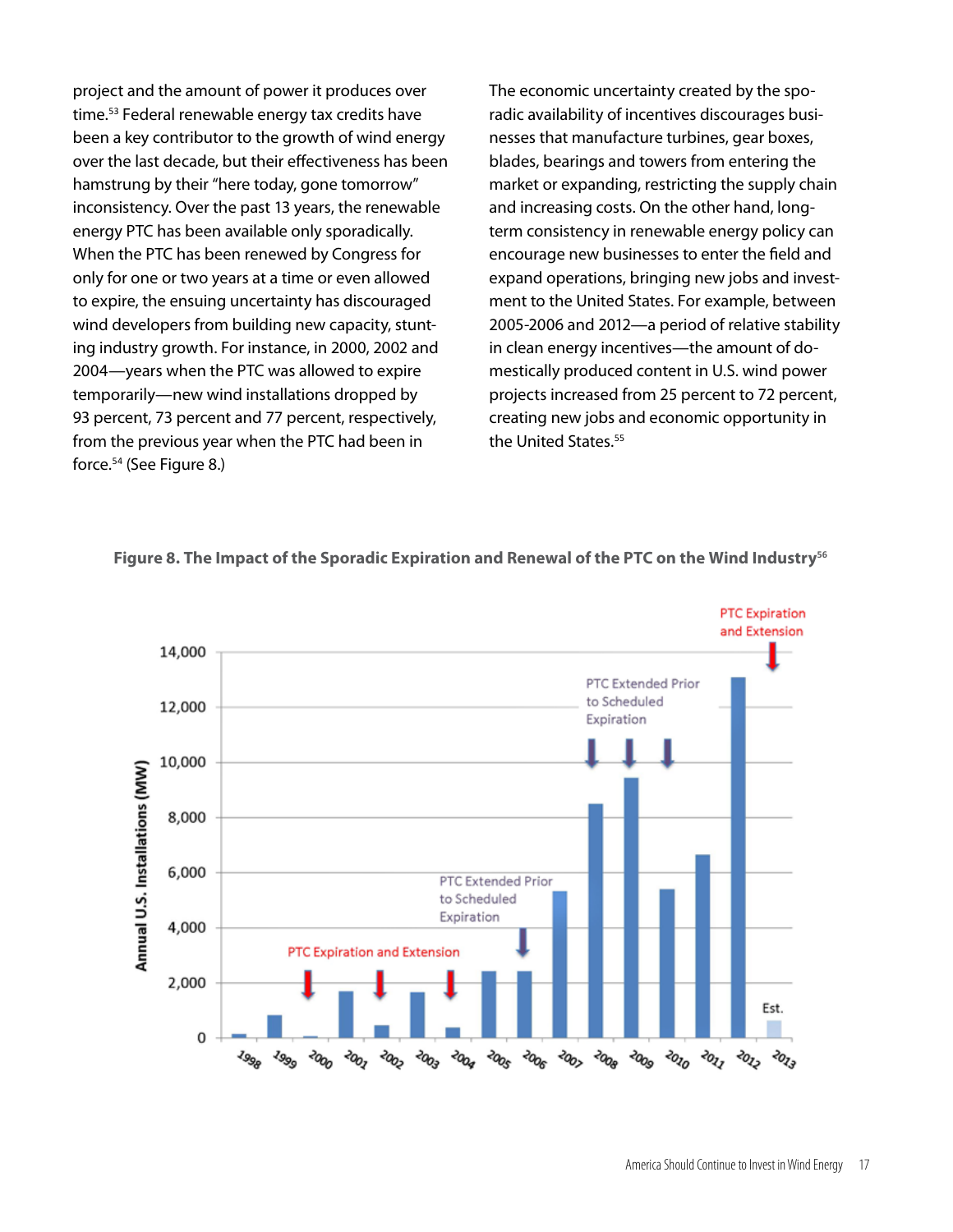project and the amount of power it produces over time.[53] Federal renewable energy tax credits have been a key contributor to the growth of wind energy over the last decade, but their effectiveness has been hamstrung by their "here today, gone tomorrow" inconsistency. Over the past 13 years, the renewable energy PTC has been available only sporadically. When the PTC has been renewed by Congress for only for one or two years at a time or even allowed to expire, the ensuing uncertainty has discouraged wind developers from building new capacity, stunting industry growth. For instance, in 2000, 2002 and 2004—years when the PTC was allowed to expire temporarily—new wind installations dropped by 93 percent, 73 percent and 77 percent, respectively, from the previous year when the PTC had been in force.[54] (See Figure 8.)

The economic uncertainty created by the sporadic availability of incentives discourages businesses that manufacture turbines, gear boxes, blades, bearings and towers from entering the market or expanding, restricting the supply chain and increasing costs. On the other hand, long-term consistency in renewable energy policy can encourage new businesses to enter the field and expand operations, bringing new jobs and investment to the United States. For example, between 2005-2006 and 2012—a period of relative stability in clean energy incentives—the amount of domestically produced content in U.S. wind power projects increased from 25 percent to 72 percent, creating new jobs and economic opportunity in the United States.[55]

**Figure 8. The Impact of the Sporadic Expiration and Renewal of the PTC on the Wind Industry[56]**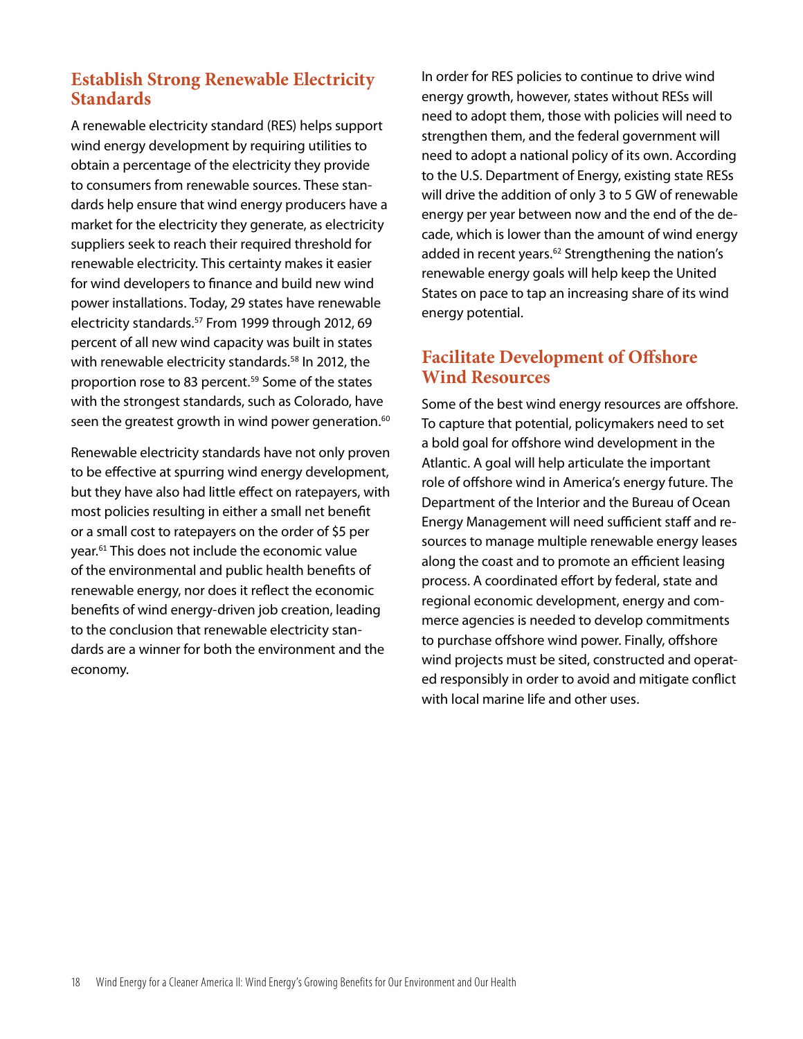## Establish Strong Renewable Electricity Standards

A renewable electricity standard (RES) helps support wind energy development by requiring utilities to obtain a percentage of the electricity they provide to consumers from renewable sources. These standards help ensure that wind energy producers have a market for the electricity they generate, as electricity suppliers seek to reach their required threshold for renewable electricity. This certainty makes it easier for wind developers to finance and build new wind power installations. Today, 29 states have renewable electricity standards.[57] From 1999 through 2012, 69 percent of all new wind capacity was built in states with renewable electricity standards.[58] In 2012, the proportion rose to 83 percent.[59] Some of the states with the strongest standards, such as Colorado, have seen the greatest growth in wind power generation.[60]

Renewable electricity standards have not only proven to be effective at spurring wind energy development, but they have also had little effect on ratepayers, with most policies resulting in either a small net benefit or a small cost to ratepayers on the order of $5 per year.[61] This does not include the economic value of the environmental and public health benefits of renewable energy, nor does it reflect the economic benefits of wind energy-driven job creation, leading to the conclusion that renewable electricity standards are a winner for both the environment and the economy.

In order for RES policies to continue to drive wind energy growth, however, states without RESs will need to adopt them, those with policies will need to strengthen them, and the federal government will need to adopt a national policy of its own. According to the U.S. Department of Energy, existing state RESs will drive the addition of only 3 to 5 GW of renewable energy per year between now and the end of the decade, which is lower than the amount of wind energy added in recent years.[62] Strengthening the nation's renewable energy goals will help keep the United States on pace to tap an increasing share of its wind energy potential.

## Facilitate Development of Offshore Wind Resources

Some of the best wind energy resources are offshore. To capture that potential, policymakers need to set a bold goal for offshore wind development in the Atlantic. A goal will help articulate the important role of offshore wind in America's energy future. The Department of the Interior and the Bureau of Ocean Energy Management will need sufficient staff and resources to manage multiple renewable energy leases along the coast and to promote an efficient leasing process. A coordinated effort by federal, state and regional economic development, energy and commerce agencies is needed to develop commitments to purchase offshore wind power. Finally, offshore wind projects must be sited, constructed and operated responsibly in order to avoid and mitigate conflict with local marine life and other uses.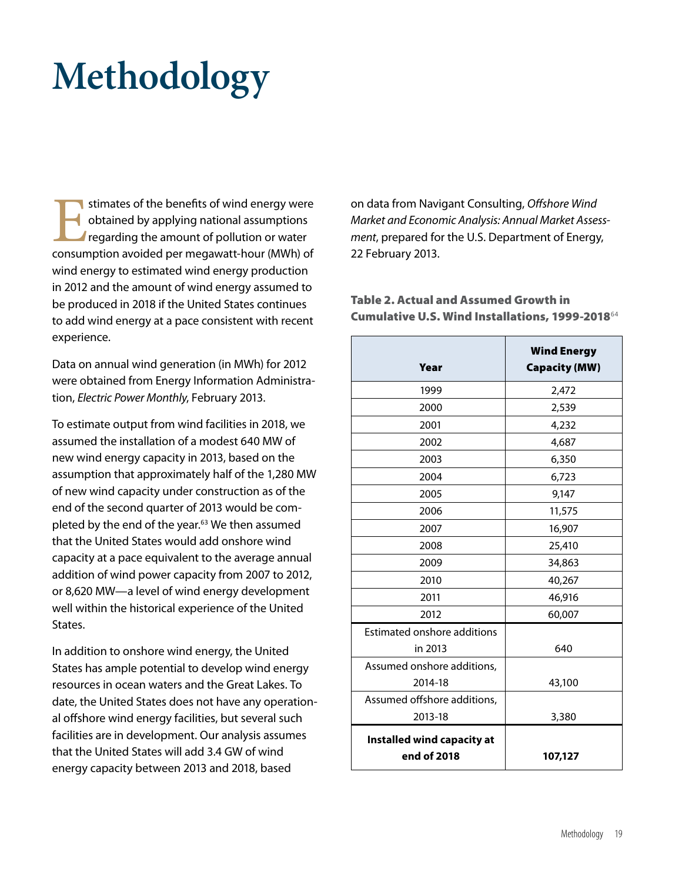# Methodology

Estimates of the benefits of wind energy were obtained by applying national assumptions regarding the amount of pollution or water consumption avoided per megawatt-hour (MWh) of wind energy to estimated wind energy production in 2012 and the amount of wind energy assumed to be produced in 2018 if the United States continues to add wind energy at a pace consistent with recent experience.

Data on annual wind generation (in MWh) for 2012 were obtained from Energy Information Administration, *Electric Power Monthly*, February 2013.

To estimate output from wind facilities in 2018, we assumed the installation of a modest 640 MW of new wind energy capacity in 2013, based on the assumption that approximately half of the 1,280 MW of new wind capacity under construction as of the end of the second quarter of 2013 would be completed by the end of the year.[63] We then assumed that the United States would add onshore wind capacity at a pace equivalent to the average annual addition of wind power capacity from 2007 to 2012, or 8,620 MW—a level of wind energy development well within the historical experience of the United States.

In addition to onshore wind energy, the United States has ample potential to develop wind energy resources in ocean waters and the Great Lakes. To date, the United States does not have any operational offshore wind energy facilities, but several such facilities are in development. Our analysis assumes that the United States will add 3.4 GW of wind energy capacity between 2013 and 2018, based on data from Navigant Consulting, *Offshore Wind Market and Economic Analysis: Annual Market Assessment*, prepared for the U.S. Department of Energy, 22 February 2013.

**Table 2. Actual and Assumed Growth in Cumulative U.S. Wind Installations, 1999-2018**[64]

| Year | Wind Energy Capacity (MW) |
|---|---|
| 1999 | 2,472 |
| 2000 | 2,539 |
| 2001 | 4,232 |
| 2002 | 4,687 |
| 2003 | 6,350 |
| 2004 | 6,723 |
| 2005 | 9,147 |
| 2006 | 11,575 |
| 2007 | 16,907 |
| 2008 | 25,410 |
| 2009 | 34,863 |
| 2010 | 40,267 |
| 2011 | 46,916 |
| 2012 | 60,007 |
| Estimated onshore additions in 2013 | 640 |
| Assumed onshore additions, 2014-18 | 43,100 |
| Assumed offshore additions, 2013-18 | 3,380 |
| **Installed wind capacity at end of 2018** | **107,127** |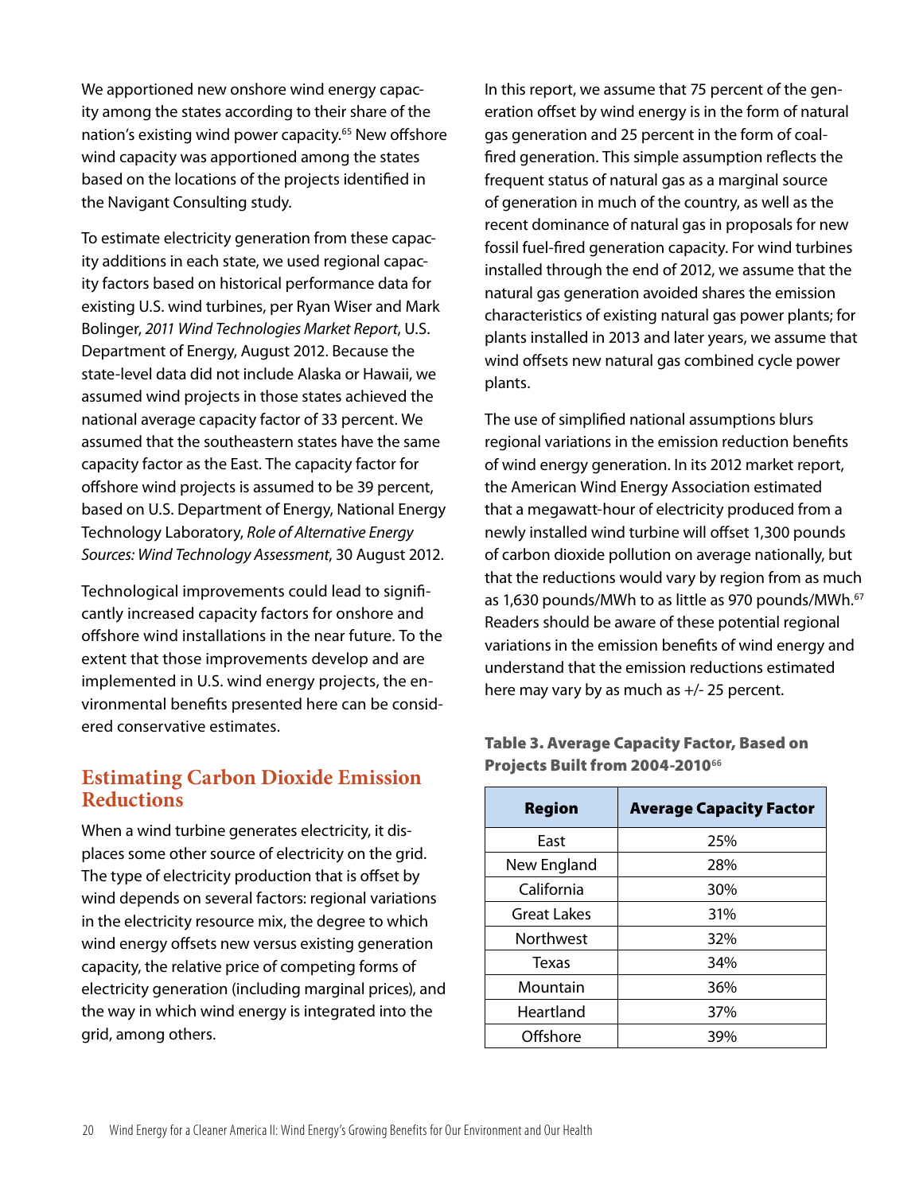We apportioned new onshore wind energy capacity among the states according to their share of the nation's existing wind power capacity.[65] New offshore wind capacity was apportioned among the states based on the locations of the projects identified in the Navigant Consulting study.

To estimate electricity generation from these capacity additions in each state, we used regional capacity factors based on historical performance data for existing U.S. wind turbines, per Ryan Wiser and Mark Bolinger, *2011 Wind Technologies Market Report*, U.S. Department of Energy, August 2012. Because the state-level data did not include Alaska or Hawaii, we assumed wind projects in those states achieved the national average capacity factor of 33 percent. We assumed that the southeastern states have the same capacity factor as the East. The capacity factor for offshore wind projects is assumed to be 39 percent, based on U.S. Department of Energy, National Energy Technology Laboratory, *Role of Alternative Energy Sources: Wind Technology Assessment*, 30 August 2012.

Technological improvements could lead to significantly increased capacity factors for onshore and offshore wind installations in the near future. To the extent that those improvements develop and are implemented in U.S. wind energy projects, the environmental benefits presented here can be considered conservative estimates.

## Estimating Carbon Dioxide Emission Reductions

When a wind turbine generates electricity, it displaces some other source of electricity on the grid. The type of electricity production that is offset by wind depends on several factors: regional variations in the electricity resource mix, the degree to which wind energy offsets new versus existing generation capacity, the relative price of competing forms of electricity generation (including marginal prices), and the way in which wind energy is integrated into the grid, among others.

In this report, we assume that 75 percent of the generation offset by wind energy is in the form of natural gas generation and 25 percent in the form of coal-fired generation. This simple assumption reflects the frequent status of natural gas as a marginal source of generation in much of the country, as well as the recent dominance of natural gas in proposals for new fossil fuel-fired generation capacity. For wind turbines installed through the end of 2012, we assume that the natural gas generation avoided shares the emission characteristics of existing natural gas power plants; for plants installed in 2013 and later years, we assume that wind offsets new natural gas combined cycle power plants.

The use of simplified national assumptions blurs regional variations in the emission reduction benefits of wind energy generation. In its 2012 market report, the American Wind Energy Association estimated that a megawatt-hour of electricity produced from a newly installed wind turbine will offset 1,300 pounds of carbon dioxide pollution on average nationally, but that the reductions would vary by region from as much as 1,630 pounds/MWh to as little as 970 pounds/MWh.[67] Readers should be aware of these potential regional variations in the emission benefits of wind energy and understand that the emission reductions estimated here may vary by as much as +/- 25 percent.

**Table 3. Average Capacity Factor, Based on Projects Built from 2004-2010[66]**

| Region | Average Capacity Factor |
|---|---|
| East | 25% |
| New England | 28% |
| California | 30% |
| Great Lakes | 31% |
| Northwest | 32% |
| Texas | 34% |
| Mountain | 36% |
| Heartland | 37% |
| Offshore | 39% |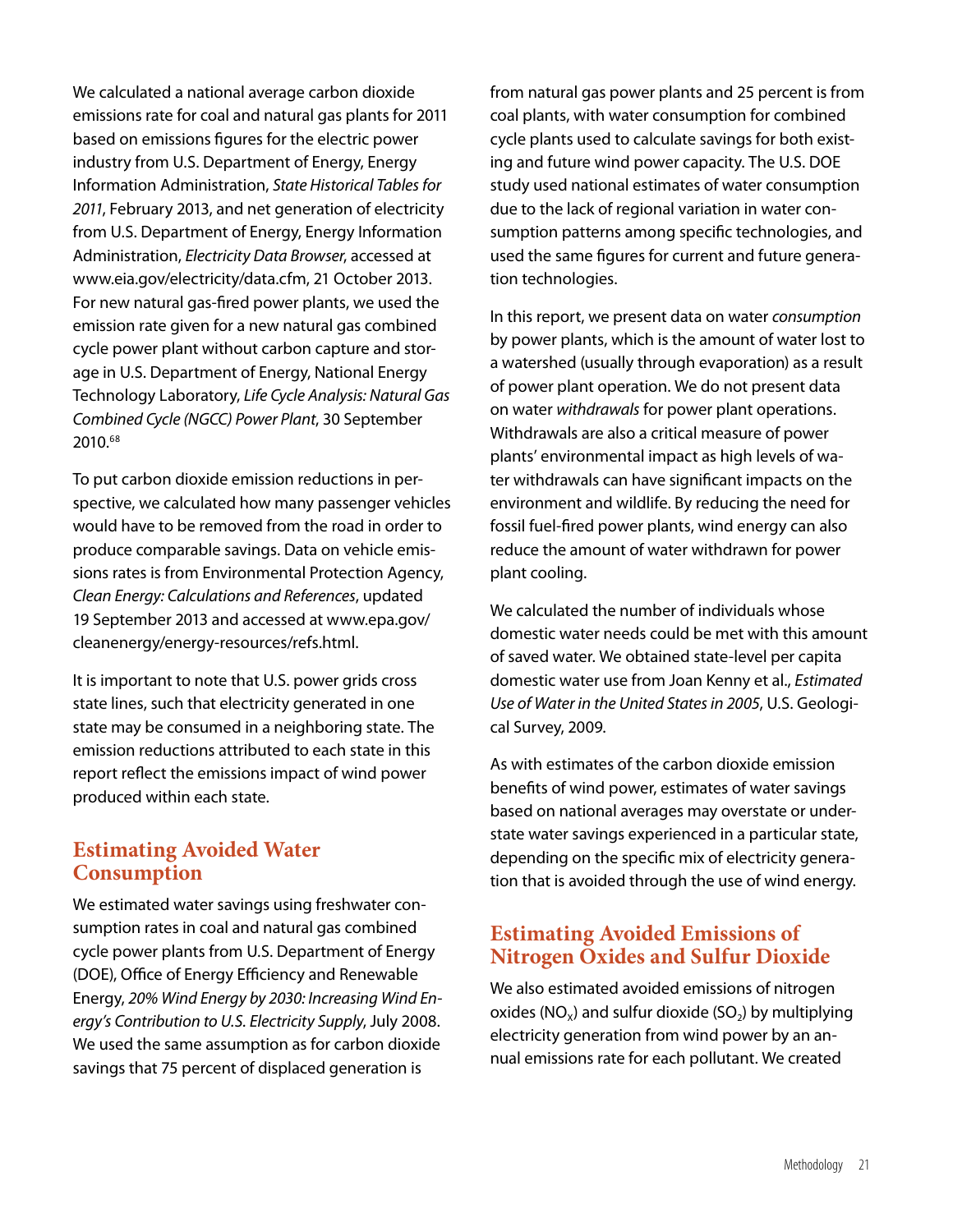We calculated a national average carbon dioxide emissions rate for coal and natural gas plants for 2011 based on emissions figures for the electric power industry from U.S. Department of Energy, Energy Information Administration, *State Historical Tables for 2011*, February 2013, and net generation of electricity from U.S. Department of Energy, Energy Information Administration, *Electricity Data Browser*, accessed at www.eia.gov/electricity/data.cfm, 21 October 2013. For new natural gas-fired power plants, we used the emission rate given for a new natural gas combined cycle power plant without carbon capture and storage in U.S. Department of Energy, National Energy Technology Laboratory, *Life Cycle Analysis: Natural Gas Combined Cycle (NGCC) Power Plant*, 30 September 2010.[68]

To put carbon dioxide emission reductions in perspective, we calculated how many passenger vehicles would have to be removed from the road in order to produce comparable savings. Data on vehicle emissions rates is from Environmental Protection Agency, *Clean Energy: Calculations and References*, updated 19 September 2013 and accessed at www.epa.gov/cleanenergy/energy-resources/refs.html.

It is important to note that U.S. power grids cross state lines, such that electricity generated in one state may be consumed in a neighboring state. The emission reductions attributed to each state in this report reflect the emissions impact of wind power produced within each state.

## Estimating Avoided Water Consumption

We estimated water savings using freshwater consumption rates in coal and natural gas combined cycle power plants from U.S. Department of Energy (DOE), Office of Energy Efficiency and Renewable Energy, *20% Wind Energy by 2030: Increasing Wind Energy's Contribution to U.S. Electricity Supply*, July 2008. We used the same assumption as for carbon dioxide savings that 75 percent of displaced generation is from natural gas power plants and 25 percent is from coal plants, with water consumption for combined cycle plants used to calculate savings for both existing and future wind power capacity. The U.S. DOE study used national estimates of water consumption due to the lack of regional variation in water consumption patterns among specific technologies, and used the same figures for current and future generation technologies.

In this report, we present data on water *consumption* by power plants, which is the amount of water lost to a watershed (usually through evaporation) as a result of power plant operation. We do not present data on water *withdrawals* for power plant operations. Withdrawals are also a critical measure of power plants' environmental impact as high levels of water withdrawals can have significant impacts on the environment and wildlife. By reducing the need for fossil fuel-fired power plants, wind energy can also reduce the amount of water withdrawn for power plant cooling.

We calculated the number of individuals whose domestic water needs could be met with this amount of saved water. We obtained state-level per capita domestic water use from Joan Kenny et al., *Estimated Use of Water in the United States in 2005*, U.S. Geological Survey, 2009.

As with estimates of the carbon dioxide emission benefits of wind power, estimates of water savings based on national averages may overstate or understate water savings experienced in a particular state, depending on the specific mix of electricity generation that is avoided through the use of wind energy.

## Estimating Avoided Emissions of Nitrogen Oxides and Sulfur Dioxide

We also estimated avoided emissions of nitrogen oxides ($NO_X$) and sulfur dioxide ($SO_2$) by multiplying electricity generation from wind power by an annual emissions rate for each pollutant. We created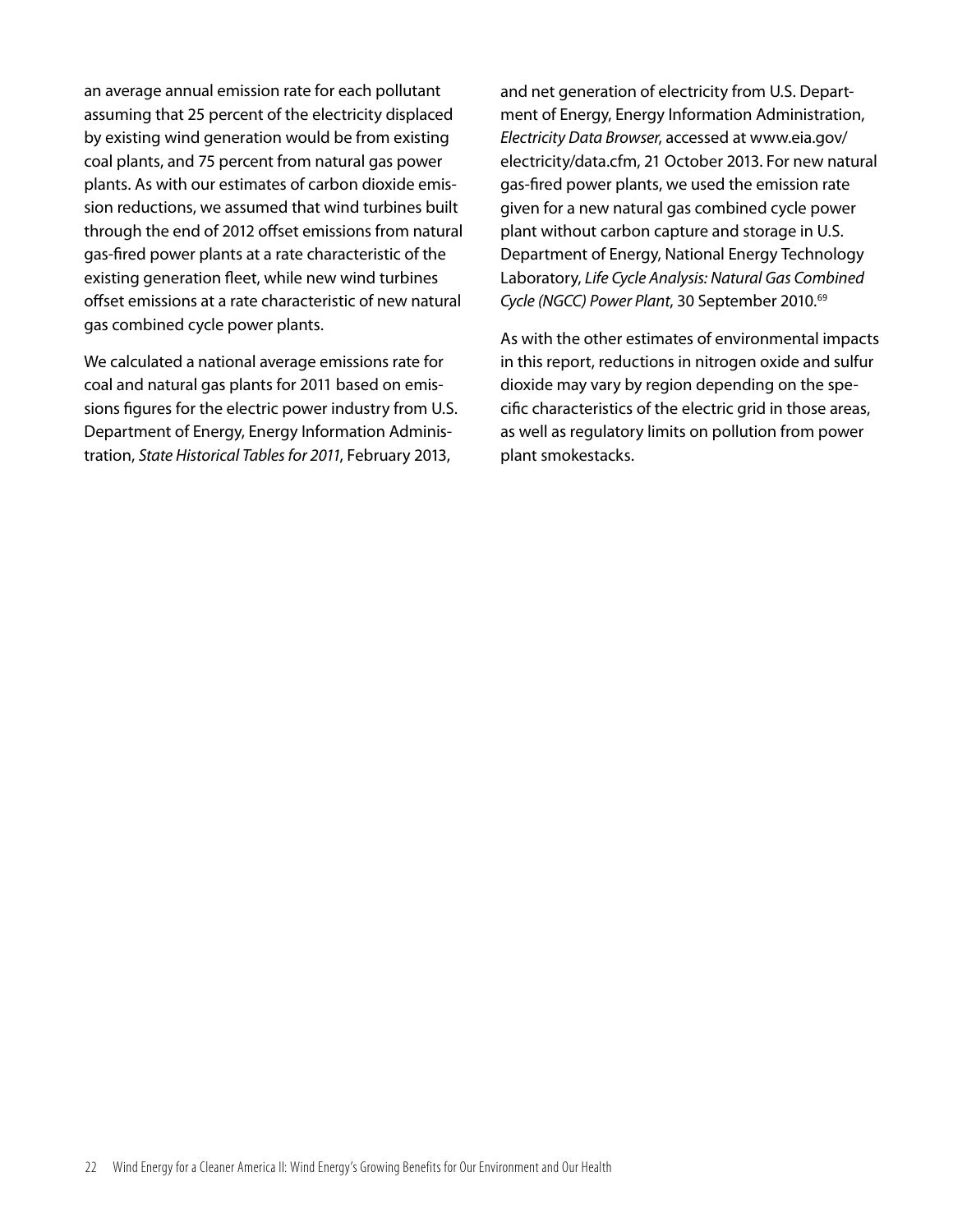an average annual emission rate for each pollutant assuming that 25 percent of the electricity displaced by existing wind generation would be from existing coal plants, and 75 percent from natural gas power plants. As with our estimates of carbon dioxide emission reductions, we assumed that wind turbines built through the end of 2012 offset emissions from natural gas-fired power plants at a rate characteristic of the existing generation fleet, while new wind turbines offset emissions at a rate characteristic of new natural gas combined cycle power plants.

We calculated a national average emissions rate for coal and natural gas plants for 2011 based on emissions figures for the electric power industry from U.S. Department of Energy, Energy Information Administration, *State Historical Tables for 2011*, February 2013, and net generation of electricity from U.S. Department of Energy, Energy Information Administration, *Electricity Data Browser*, accessed at www.eia.gov/electricity/data.cfm, 21 October 2013. For new natural gas-fired power plants, we used the emission rate given for a new natural gas combined cycle power plant without carbon capture and storage in U.S. Department of Energy, National Energy Technology Laboratory, *Life Cycle Analysis: Natural Gas Combined Cycle (NGCC) Power Plant*, 30 September 2010.[69]

As with the other estimates of environmental impacts in this report, reductions in nitrogen oxide and sulfur dioxide may vary by region depending on the specific characteristics of the electric grid in those areas, as well as regulatory limits on pollution from power plant smokestacks.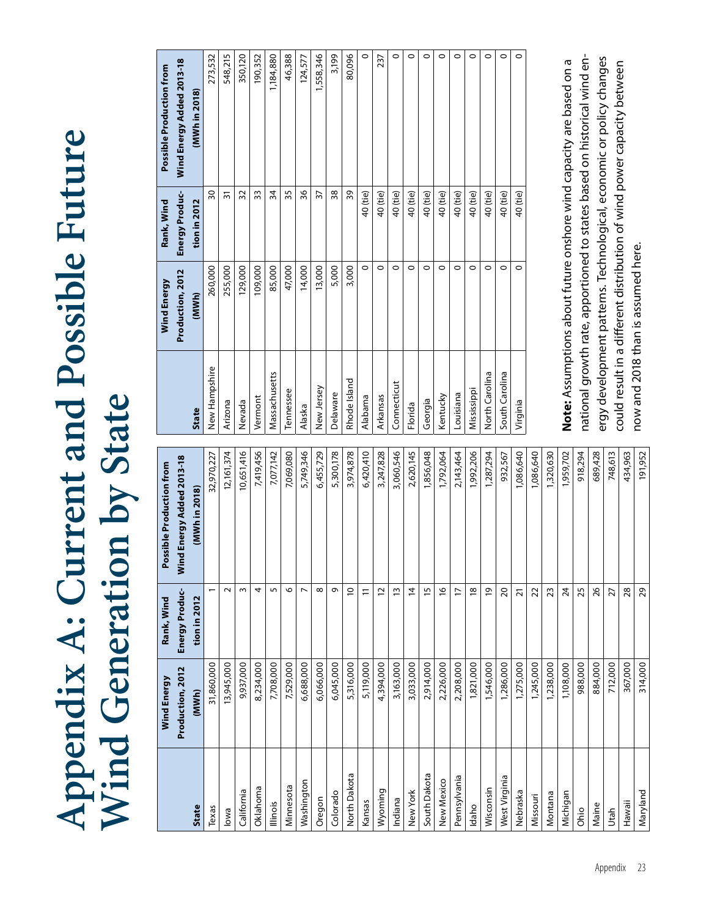# Appendix A: Current and Possible Future Wind Generation by State

| State | Wind Energy Production, 2012 (MWh) | Rank, Wind Energy Production in 2012 | Possible Production from Wind Energy Added 2013-18 (MWh in 2018) |
|---|---|---|---|
| Texas | 31,860,000 | 1 | 32,970,227 |
| Iowa | 13,945,000 | 2 | 12,161,374 |
| California | 9,937,000 | 3 | 10,651,416 |
| Oklahoma | 8,234,000 | 4 | 7,419,456 |
| Illinois | 7,708,000 | 5 | 7,077,142 |
| Minnesota | 7,529,000 | 6 | 7,069,080 |
| Washington | 6,688,000 | 7 | 5,749,346 |
| Oregon | 6,066,000 | 8 | 6,455,729 |
| Colorado | 6,045,000 | 9 | 5,300,178 |
| North Dakota | 5,316,000 | 10 | 3,974,878 |
| Kansas | 5,119,000 | 11 | 6,420,410 |
| Wyoming | 4,394,000 | 12 | 3,247,828 |
| Indiana | 3,163,000 | 13 | 3,060,546 |
| New York | 3,033,000 | 14 | 2,620,145 |
| South Dakota | 2,914,000 | 15 | 1,856,048 |
| New Mexico | 2,226,000 | 16 | 1,792,064 |
| Pennsylvania | 2,208,000 | 17 | 2,143,464 |
| Idaho | 1,821,000 | 18 | 1,992,206 |
| Wisconsin | 1,546,000 | 19 | 1,287,294 |
| West Virginia | 1,286,000 | 20 | 932,567 |
| Nebraska | 1,275,000 | 21 | 1,086,640 |
| Missouri | 1,245,000 | 22 | 1,086,640 |
| Montana | 1,238,000 | 23 | 1,320,630 |
| Michigan | 1,108,000 | 24 | 1,959,702 |
| Ohio | 988,000 | 25 | 918,294 |
| Maine | 884,000 | 26 | 689,428 |
| Utah | 712,000 | 27 | 748,613 |
| Hawaii | 367,000 | 28 | 434,963 |
| Maryland | 314,000 | 29 | 191,952 |
| New Hampshire | 260,000 | 30 | 273,532 |
| Arizona | 255,000 | 31 | 548,215 |
| Nevada | 129,000 | 32 | 350,120 |
| Vermont | 109,000 | 33 | 190,352 |
| Massachusetts | 85,000 | 34 | 1,184,880 |
| Tennessee | 47,000 | 35 | 46,388 |
| Alaska | 14,000 | 36 | 124,577 |
| New Jersey | 13,000 | 37 | 1,558,346 |
| Delaware | 5,000 | 38 | 3,199 |
| Rhode Island | 3,000 | 39 | 80,096 |
| Alabama | 0 | 40 (tie) | 0 |
| Arkansas | 0 | 40 (tie) | 237 |
| Connecticut | 0 | 40 (tie) | 0 |
| Florida | 0 | 40 (tie) | 0 |
| Georgia | 0 | 40 (tie) | 0 |
| Kentucky | 0 | 40 (tie) | 0 |
| Louisiana | 0 | 40 (tie) | 0 |
| Mississippi | 0 | 40 (tie) | 0 |
| North Carolina | 0 | 40 (tie) | 0 |
| South Carolina | 0 | 40 (tie) | 0 |
| Virginia | 0 | 40 (tie) | 0 |

**Note:** Assumptions about future onshore wind capacity are based on a national growth rate, apportioned to states based on historical wind energy development patterns. Technological, economic or policy changes could result in a different distribution of wind power capacity between now and 2018 than is assumed here.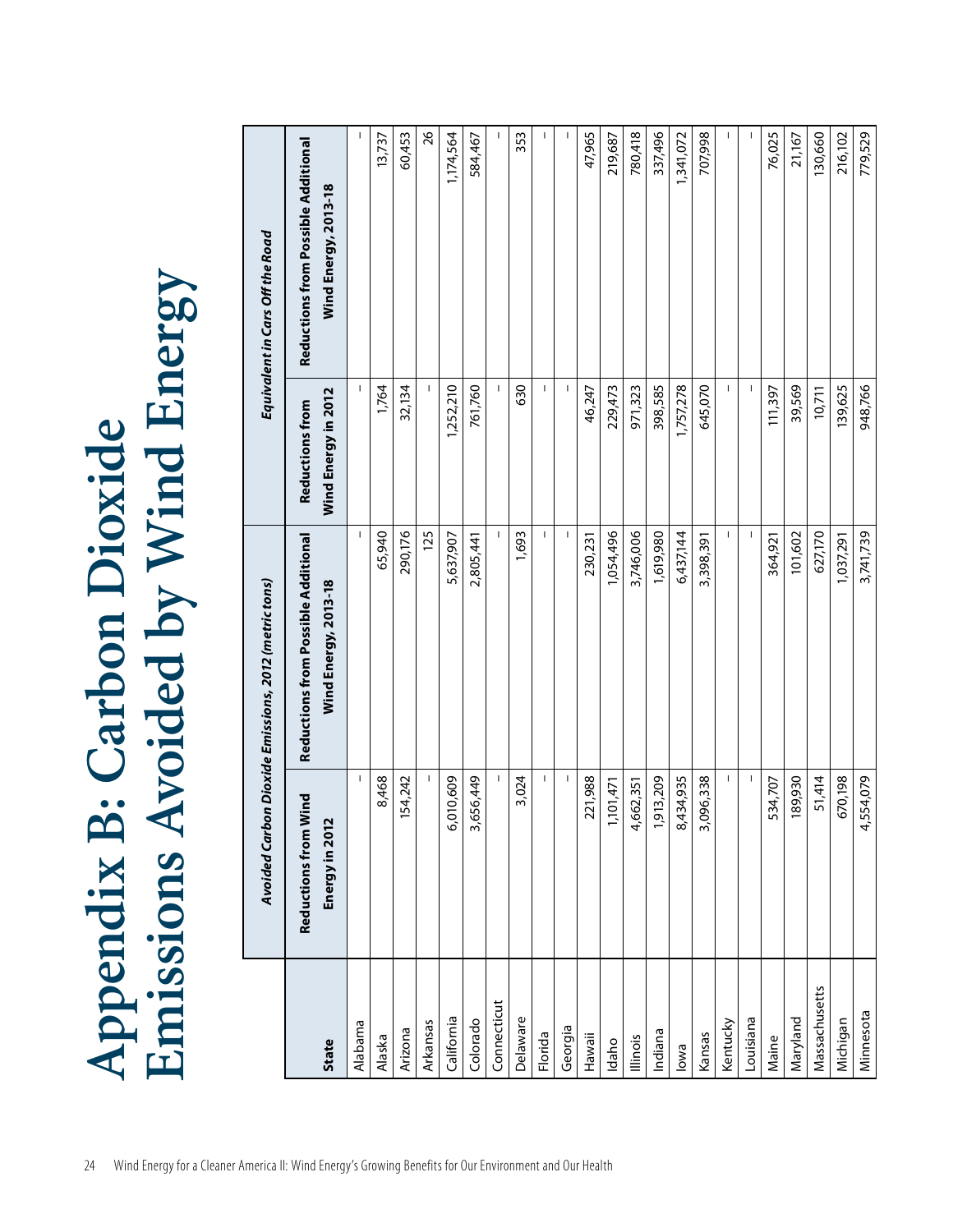# Appendix B: Carbon Dioxide Emissions Avoided by Wind Energy

| State | Avoided Carbon Dioxide Emissions, 2012 (metric tons) | | Equivalent in Cars Off the Road | |
|---|---|---|---|---|
| | Reductions from Wind Energy in 2012 | Reductions from Possible Additional Wind Energy, 2013-18 | Reductions from Wind Energy in 2012 | Reductions from Possible Additional Wind Energy, 2013-18 |
| Alabama | - | - | - | - |
| Alaska | 8,468 | 65,940 | 1,764 | 13,737 |
| Arizona | 154,242 | 290,176 | 32,134 | 60,453 |
| Arkansas | - | 125 | - | 26 |
| California | 6,010,609 | 5,637,907 | 1,252,210 | 1,174,564 |
| Colorado | 3,656,449 | 2,805,441 | 761,760 | 584,467 |
| Connecticut | - | - | - | - |
| Delaware | 3,024 | 1,693 | 630 | 353 |
| Florida | - | - | - | - |
| Georgia | - | - | - | - |
| Hawaii | 221,988 | 230,231 | 46,247 | 47,965 |
| Idaho | 1,101,471 | 1,054,496 | 229,473 | 219,687 |
| Illinois | 4,662,351 | 3,746,006 | 971,323 | 780,418 |
| Indiana | 1,913,209 | 1,619,980 | 398,585 | 337,496 |
| Iowa | 8,434,935 | 6,437,144 | 1,757,278 | 1,341,072 |
| Kansas | 3,096,338 | 3,398,391 | 645,070 | 707,998 |
| Kentucky | - | - | - | - |
| Louisiana | - | - | - | - |
| Maine | 534,707 | 364,921 | 111,397 | 76,025 |
| Maryland | 189,930 | 101,602 | 39,569 | 21,167 |
| Massachusetts | 51,414 | 627,170 | 10,711 | 130,660 |
| Michigan | 670,198 | 1,037,291 | 139,625 | 216,102 |
| Minnesota | 4,554,079 | 3,741,739 | 948,766 | 779,529 |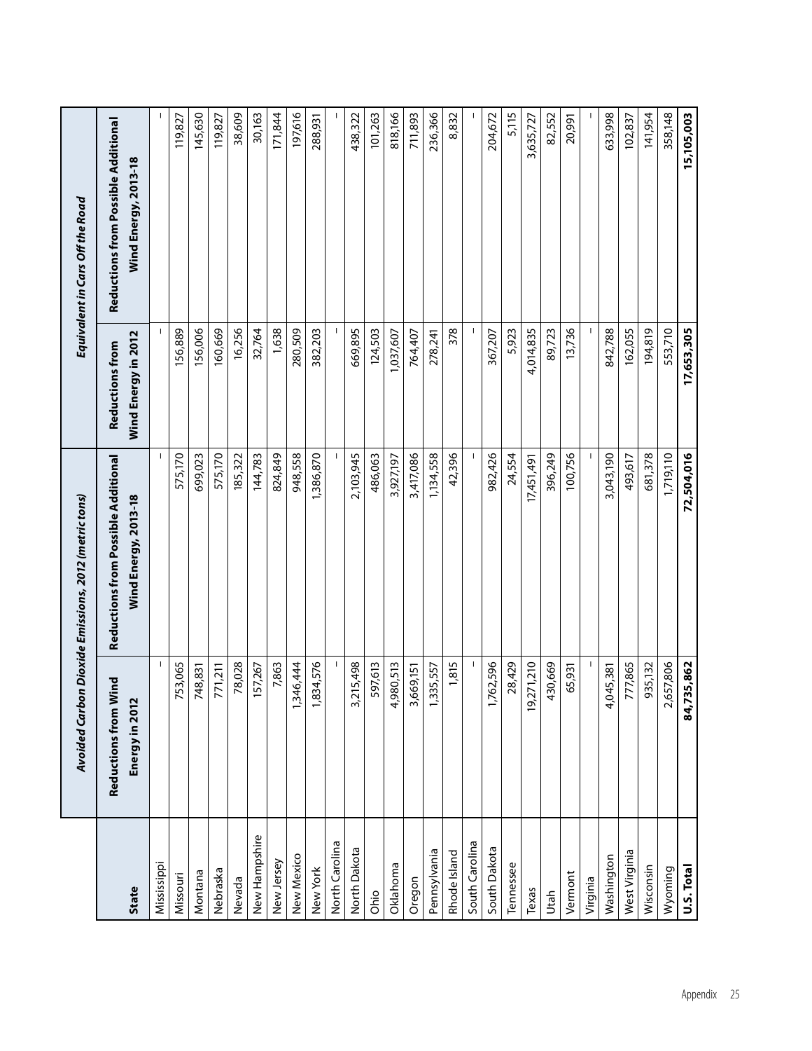| State | Avoided Carbon Dioxide Emissions, 2012 (metric tons) | | Equivalent in Cars Off the Road | |
|---|---|---|---|---|
| | Reductions from Wind Energy in 2012 | Reductions from Possible Additional Wind Energy, 2013-18 | Reductions from Wind Energy in 2012 | Reductions from Possible Additional Wind Energy, 2013-18 |
| Mississippi | - | - | - | - |
| Missouri | 753,065 | 575,170 | 156,889 | 119,827 |
| Montana | 748,831 | 699,023 | 156,006 | 145,630 |
| Nebraska | 771,211 | 575,170 | 160,669 | 119,827 |
| Nevada | 78,028 | 185,322 | 16,256 | 38,609 |
| New Hampshire | 157,267 | 144,783 | 32,764 | 30,163 |
| New Jersey | 7,863 | 824,849 | 1,638 | 171,844 |
| New Mexico | 1,346,444 | 948,558 | 280,509 | 197,616 |
| New York | 1,834,576 | 1,386,870 | 382,203 | 288,931 |
| North Carolina | - | - | - | - |
| North Dakota | 3,215,498 | 2,103,945 | 669,895 | 438,322 |
| Ohio | 597,613 | 486,063 | 124,503 | 101,263 |
| Oklahoma | 4,980,513 | 3,927,197 | 1,037,607 | 818,166 |
| Oregon | 3,669,151 | 3,417,086 | 764,407 | 711,893 |
| Pennsylvania | 1,335,557 | 1,134,558 | 278,241 | 236,366 |
| Rhode Island | 1,815 | 42,396 | 378 | 8,832 |
| South Carolina | - | - | - | - |
| South Dakota | 1,762,596 | 982,426 | 367,207 | 204,672 |
| Tennessee | 28,429 | 24,554 | 5,923 | 5,115 |
| Texas | 19,271,210 | 17,451,491 | 4,014,835 | 3,635,727 |
| Utah | 430,669 | 396,249 | 89,723 | 82,552 |
| Vermont | 65,931 | 100,756 | 13,736 | 20,991 |
| Virginia | - | - | - | - |
| Washington | 4,045,381 | 3,043,190 | 842,788 | 633,998 |
| West Virginia | 777,865 | 493,617 | 162,055 | 102,837 |
| Wisconsin | 935,132 | 681,378 | 194,819 | 141,954 |
| Wyoming | 2,657,806 | 1,719,110 | 553,710 | 358,148 |
| **U.S. Total** | **84,735,862** | **72,504,016** | **17,653,305** | **15,105,003** |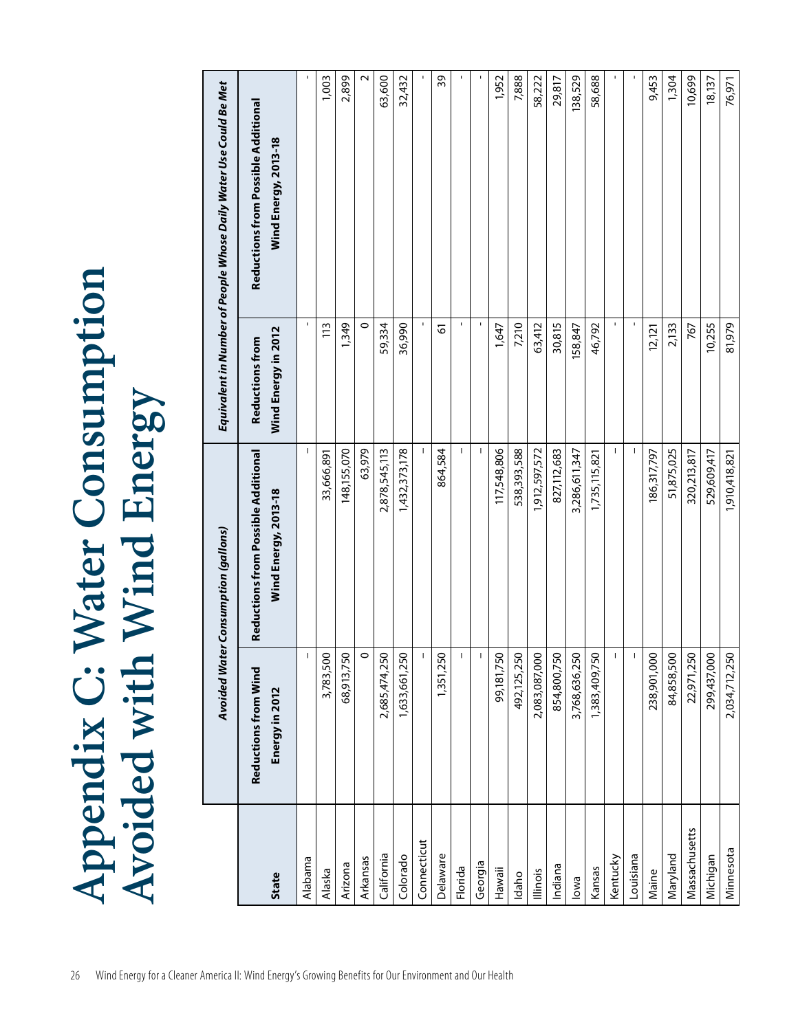# Appendix C: Water Consumption Avoided with Wind Energy

| State | Avoided Water Consumption (gallons) | | Equivalent in Number of People Whose Daily Water Use Could Be Met | |
|---|---|---|---|---|
| | Reductions from Wind Energy in 2012 | Reductions from Possible Additional Wind Energy, 2013-18 | Reductions from Wind Energy in 2012 | Reductions from Possible Additional Wind Energy, 2013-18 |
| Alabama | - | - | - | - |
| Alaska | 3,783,500 | 33,666,891 | 113 | 1,003 |
| Arizona | 68,913,750 | 148,155,070 | 1,349 | 2,899 |
| Arkansas | 0 | 63,979 | 0 | 2 |
| California | 2,685,474,250 | 2,878,545,113 | 59,334 | 63,600 |
| Colorado | 1,633,661,250 | 1,432,373,178 | 36,990 | 32,432 |
| Connecticut | - | - | - | - |
| Delaware | 1,351,250 | 864,584 | 61 | 39 |
| Florida | - | - | - | - |
| Georgia | - | - | - | - |
| Hawaii | 99,181,750 | 117,548,806 | 1,647 | 1,952 |
| Idaho | 492,125,250 | 538,393,588 | 7,210 | 7,888 |
| Illinois | 2,083,087,000 | 1,912,597,572 | 63,412 | 58,222 |
| Indiana | 854,800,750 | 827,112,683 | 30,815 | 29,817 |
| Iowa | 3,768,636,250 | 3,286,611,347 | 158,847 | 138,529 |
| Kansas | 1,383,409,750 | 1,735,115,821 | 46,792 | 58,688 |
| Kentucky | - | - | - | - |
| Louisiana | - | - | - | - |
| Maine | 238,901,000 | 186,317,797 | 12,121 | 9,453 |
| Maryland | 84,858,500 | 51,875,025 | 2,133 | 1,304 |
| Massachusetts | 22,971,250 | 320,213,817 | 767 | 10,699 |
| Michigan | 299,437,000 | 529,609,417 | 10,255 | 18,137 |
| Minnesota | 2,034,712,250 | 1,910,418,821 | 81,979 | 76,971 |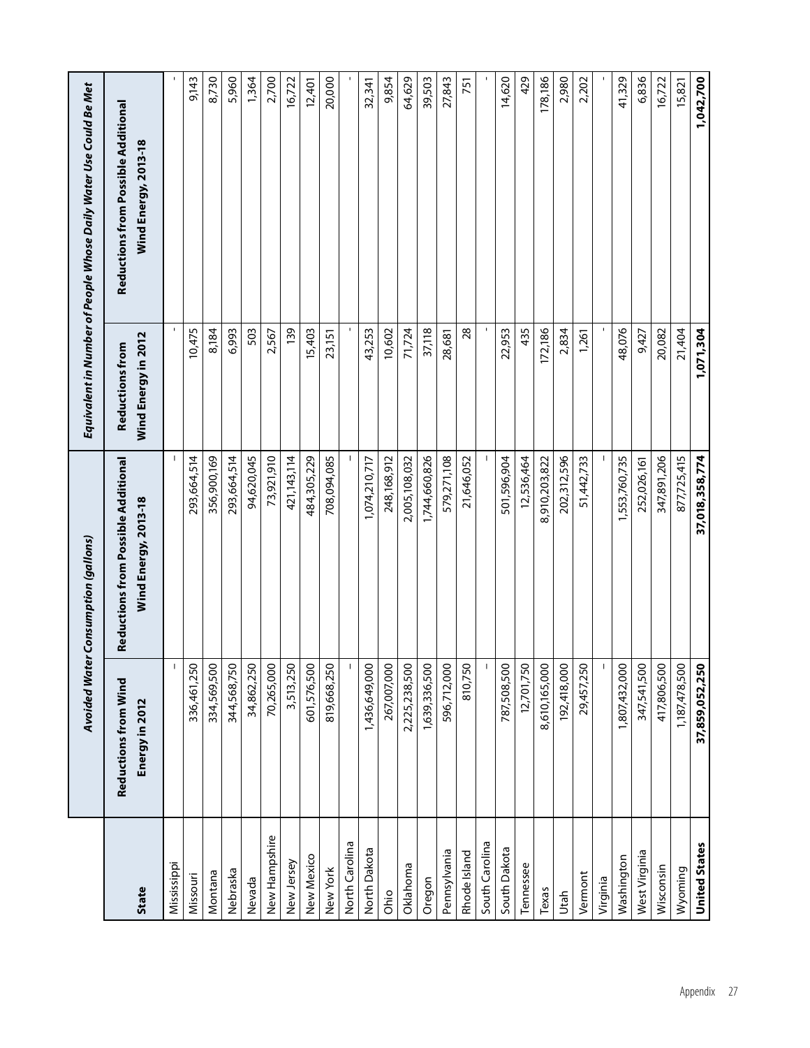| State | Avoided Water Consumption (gallons) | | Equivalent in Number of People Whose Daily Water Use Could Be Met | |
|---|---|---|---|---|
| | Reductions from Wind Energy in 2012 | Reductions from Possible Additional Wind Energy, 2013-18 | Reductions from Wind Energy in 2012 | Reductions from Possible Additional Wind Energy, 2013-18 |
| Mississippi | - | - | - | - |
| Missouri | 336,461,250 | 293,664,514 | 10,475 | 9,143 |
| Montana | 334,569,500 | 356,900,169 | 8,184 | 8,730 |
| Nebraska | 344,568,750 | 293,664,514 | 6,993 | 5,960 |
| Nevada | 34,862,250 | 94,620,045 | 503 | 1,364 |
| New Hampshire | 70,265,000 | 73,921,910 | 2,567 | 2,700 |
| New Jersey | 3,513,250 | 421,143,114 | 139 | 16,722 |
| New Mexico | 601,576,500 | 484,305,229 | 15,403 | 12,401 |
| New York | 819,668,250 | 708,094,085 | 23,151 | 20,000 |
| North Carolina | - | - | - | - |
| North Dakota | 1,436,649,000 | 1,074,210,717 | 43,253 | 32,341 |
| Ohio | 267,007,000 | 248,168,912 | 10,602 | 9,854 |
| Oklahoma | 2,225,238,500 | 2,005,108,032 | 71,724 | 64,629 |
| Oregon | 1,639,336,500 | 1,744,660,826 | 37,118 | 39,503 |
| Pennsylvania | 596,712,000 | 579,271,108 | 28,681 | 27,843 |
| Rhode Island | 810,750 | 21,646,052 | 28 | 751 |
| South Carolina | - | - | - | - |
| South Dakota | 787,508,500 | 501,596,904 | 22,953 | 14,620 |
| Tennessee | 12,701,750 | 12,536,464 | 435 | 429 |
| Texas | 8,610,165,000 | 8,910,203,822 | 172,186 | 178,186 |
| Utah | 192,418,000 | 202,312,596 | 2,834 | 2,980 |
| Vermont | 29,457,250 | 51,442,733 | 1,261 | 2,202 |
| Virginia | - | - | - | - |
| Washington | 1,807,432,000 | 1,553,760,735 | 48,076 | 41,329 |
| West Virginia | 347,541,500 | 252,026,161 | 9,427 | 6,836 |
| Wisconsin | 417,806,500 | 347,891,206 | 20,082 | 16,722 |
| Wyoming | 1,187,478,500 | 877,725,415 | 21,404 | 15,821 |
| **United States** | **37,859,052,250** | **37,018,358,774** | **1,071,304** | **1,042,700** |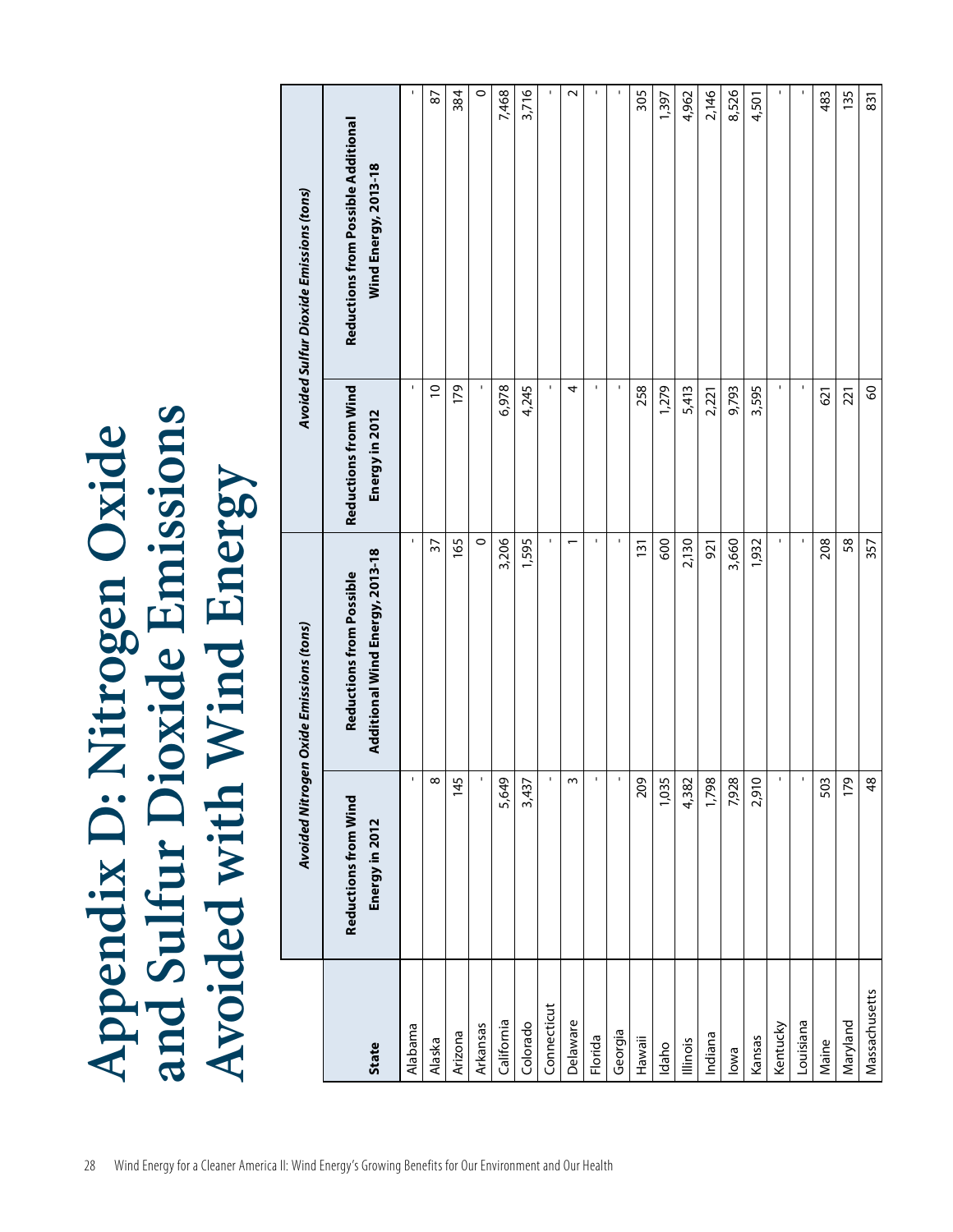# Appendix D: Nitrogen Oxide and Sulfur Dioxide Emissions Avoided with Wind Energy

| State | *Avoided Nitrogen Oxide Emissions (tons)* | | *Avoided Sulfur Dioxide Emissions (tons)* | |
|---|---|---|---|---|
| | **Reductions from Wind Energy in 2012** | **Reductions from Possible Additional Wind Energy, 2013-18** | **Reductions from Wind Energy in 2012** | **Reductions from Possible Additional Wind Energy, 2013-18** |
| Alabama | - | - | - | - |
| Alaska | 8 | 37 | 10 | 87 |
| Arizona | 145 | 165 | 179 | 384 |
| Arkansas | - | 0 | - | 0 |
| California | 5,649 | 3,206 | 6,978 | 7,468 |
| Colorado | 3,437 | 1,595 | 4,245 | 3,716 |
| Connecticut | - | - | - | - |
| Delaware | 3 | 1 | 4 | 2 |
| Florida | - | - | - | - |
| Georgia | - | - | - | - |
| Hawaii | 209 | 131 | 258 | 305 |
| Idaho | 1,035 | 600 | 1,279 | 1,397 |
| Illinois | 4,382 | 2,130 | 5,413 | 4,962 |
| Indiana | 1,798 | 921 | 2,221 | 2,146 |
| Iowa | 7,928 | 3,660 | 9,793 | 8,526 |
| Kansas | 2,910 | 1,932 | 3,595 | 4,501 |
| Kentucky | - | - | - | - |
| Louisiana | - | - | - | - |
| Maine | 503 | 208 | 621 | 483 |
| Maryland | 179 | 58 | 221 | 135 |
| Massachusetts | 48 | 357 | 60 | 831 |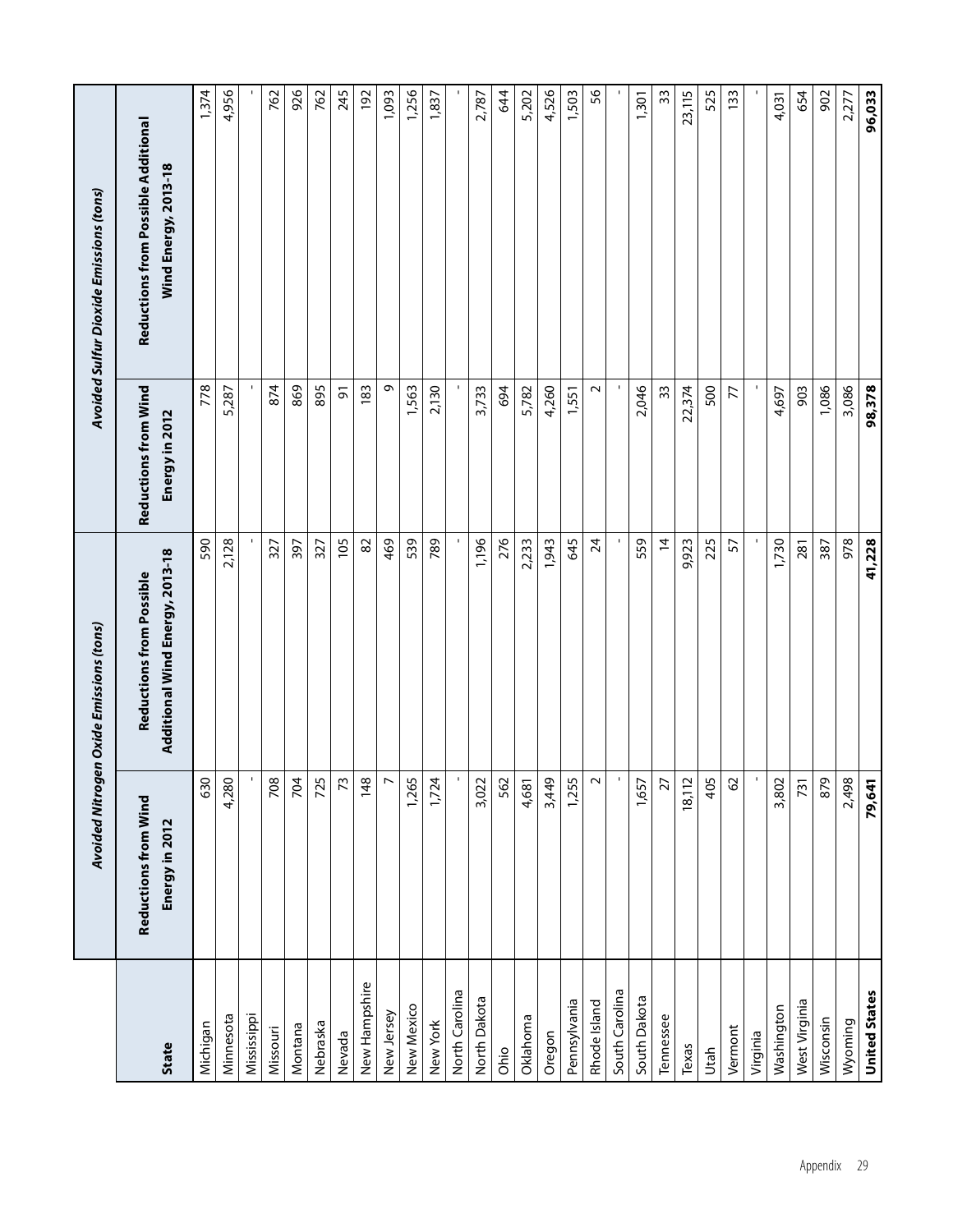| State | Avoided Nitrogen Oxide Emissions (tons) | | Avoided Sulfur Dioxide Emissions (tons) | |
|---|---|---|---|---|
| | Reductions from Wind Energy in 2012 | Reductions from Possible Additional Wind Energy, 2013-18 | Reductions from Wind Energy in 2012 | Reductions from Possible Additional Wind Energy, 2013-18 |
| Michigan | 630 | 590 | 778 | 1,374 |
| Minnesota | 4,280 | 2,128 | 5,287 | 4,956 |
| Mississippi | - | - | - | - |
| Missouri | 708 | 327 | 874 | 762 |
| Montana | 704 | 397 | 869 | 926 |
| Nebraska | 725 | 327 | 895 | 762 |
| Nevada | 73 | 105 | 91 | 245 |
| New Hampshire | 148 | 82 | 183 | 192 |
| New Jersey | 7 | 469 | 9 | 1,093 |
| New Mexico | 1,265 | 539 | 1,563 | 1,256 |
| New York | 1,724 | 789 | 2,130 | 1,837 |
| North Carolina | - | - | - | - |
| North Dakota | 3,022 | 1,196 | 3,733 | 2,787 |
| Ohio | 562 | 276 | 694 | 644 |
| Oklahoma | 4,681 | 2,233 | 5,782 | 5,202 |
| Oregon | 3,449 | 1,943 | 4,260 | 4,526 |
| Pennsylvania | 1,255 | 645 | 1,551 | 1,503 |
| Rhode Island | 2 | 24 | 2 | 56 |
| South Carolina | - | - | - | - |
| South Dakota | 1,657 | 559 | 2,046 | 1,301 |
| Tennessee | 27 | 14 | 33 | 33 |
| Texas | 18,112 | 9,923 | 22,374 | 23,115 |
| Utah | 405 | 225 | 500 | 525 |
| Vermont | 62 | 57 | 77 | 133 |
| Virginia | - | - | - | - |
| Washington | 3,802 | 1,730 | 4,697 | 4,031 |
| West Virginia | 731 | 281 | 903 | 654 |
| Wisconsin | 879 | 387 | 1,086 | 902 |
| Wyoming | 2,498 | 978 | 3,086 | 2,277 |
| **United States** | **79,641** | **41,228** | **98,378** | **96,033** |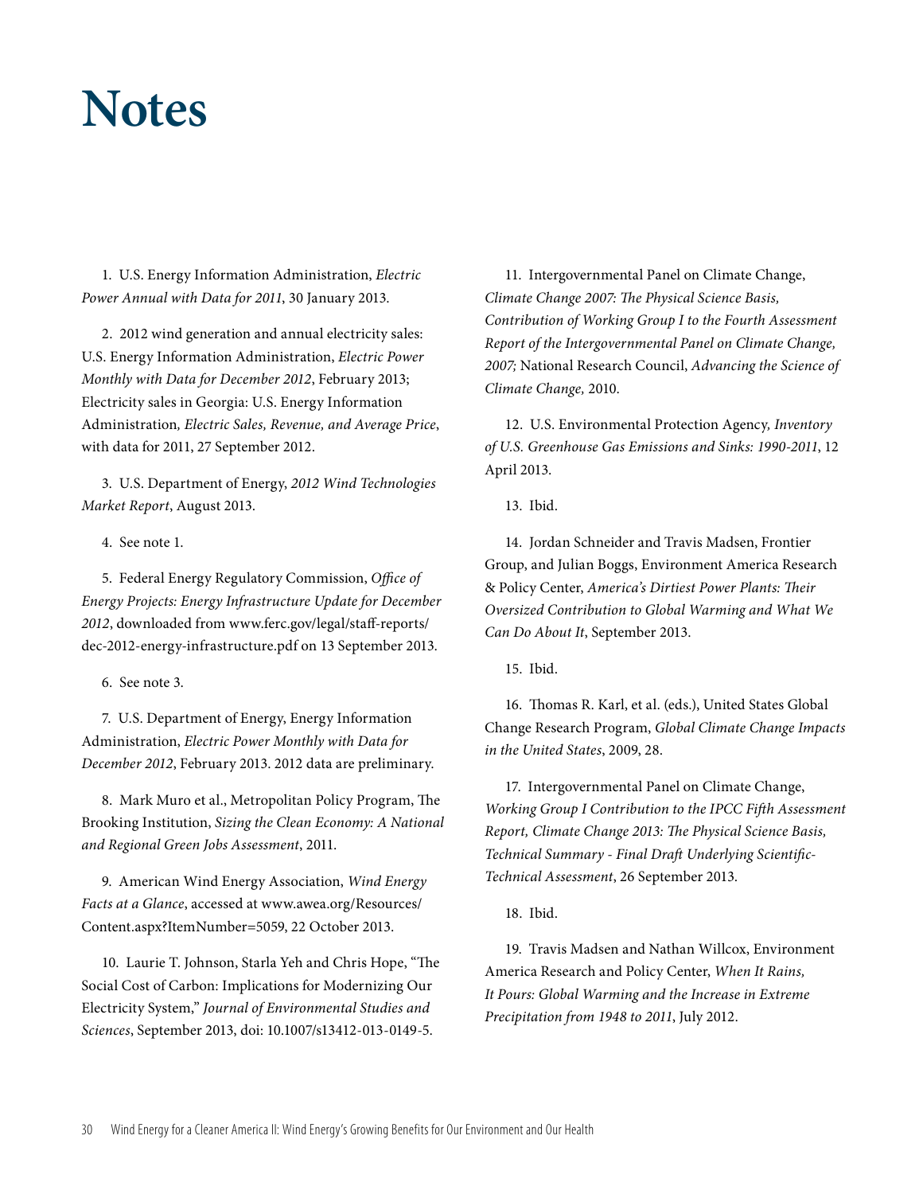# Notes

1. U.S. Energy Information Administration, *Electric Power Annual with Data for 2011*, 30 January 2013.

2. 2012 wind generation and annual electricity sales: U.S. Energy Information Administration, *Electric Power Monthly with Data for December 2012*, February 2013; Electricity sales in Georgia: U.S. Energy Information Administration*, Electric Sales, Revenue, and Average Price*, with data for 2011, 27 September 2012.

3. U.S. Department of Energy, *2012 Wind Technologies Market Report*, August 2013.

4. See note 1.

5. Federal Energy Regulatory Commission, *Office of Energy Projects: Energy Infrastructure Update for December 2012*, downloaded from www.ferc.gov/legal/staff-reports/dec-2012-energy-infrastructure.pdf on 13 September 2013.

6. See note 3.

7. U.S. Department of Energy, Energy Information Administration, *Electric Power Monthly with Data for December 2012*, February 2013. 2012 data are preliminary.

8. Mark Muro et al., Metropolitan Policy Program, The Brooking Institution, *Sizing the Clean Economy: A National and Regional Green Jobs Assessment*, 2011.

9. American Wind Energy Association, *Wind Energy Facts at a Glance*, accessed at www.awea.org/Resources/Content.aspx?ItemNumber=5059, 22 October 2013.

10. Laurie T. Johnson, Starla Yeh and Chris Hope, "The Social Cost of Carbon: Implications for Modernizing Our Electricity System," *Journal of Environmental Studies and Sciences*, September 2013, doi: 10.1007/s13412-013-0149-5.

11. Intergovernmental Panel on Climate Change, *Climate Change 2007: The Physical Science Basis, Contribution of Working Group I to the Fourth Assessment Report of the Intergovernmental Panel on Climate Change, 2007;* National Research Council, *Advancing the Science of Climate Change,* 2010.

12. U.S. Environmental Protection Agency, *Inventory of U.S. Greenhouse Gas Emissions and Sinks: 1990-2011*, 12 April 2013.

13. Ibid.

14. Jordan Schneider and Travis Madsen, Frontier Group, and Julian Boggs, Environment America Research & Policy Center, *America's Dirtiest Power Plants: Their Oversized Contribution to Global Warming and What We Can Do About It*, September 2013.

15. Ibid.

16. Thomas R. Karl, et al. (eds.), United States Global Change Research Program, *Global Climate Change Impacts in the United States*, 2009, 28.

17. Intergovernmental Panel on Climate Change, *Working Group I Contribution to the IPCC Fifth Assessment Report, Climate Change 2013: The Physical Science Basis, Technical Summary - Final Draft Underlying Scientific-Technical Assessment*, 26 September 2013.

18. Ibid.

19. Travis Madsen and Nathan Willcox, Environment America Research and Policy Center, *When It Rains, It Pours: Global Warming and the Increase in Extreme Precipitation from 1948 to 2011*, July 2012.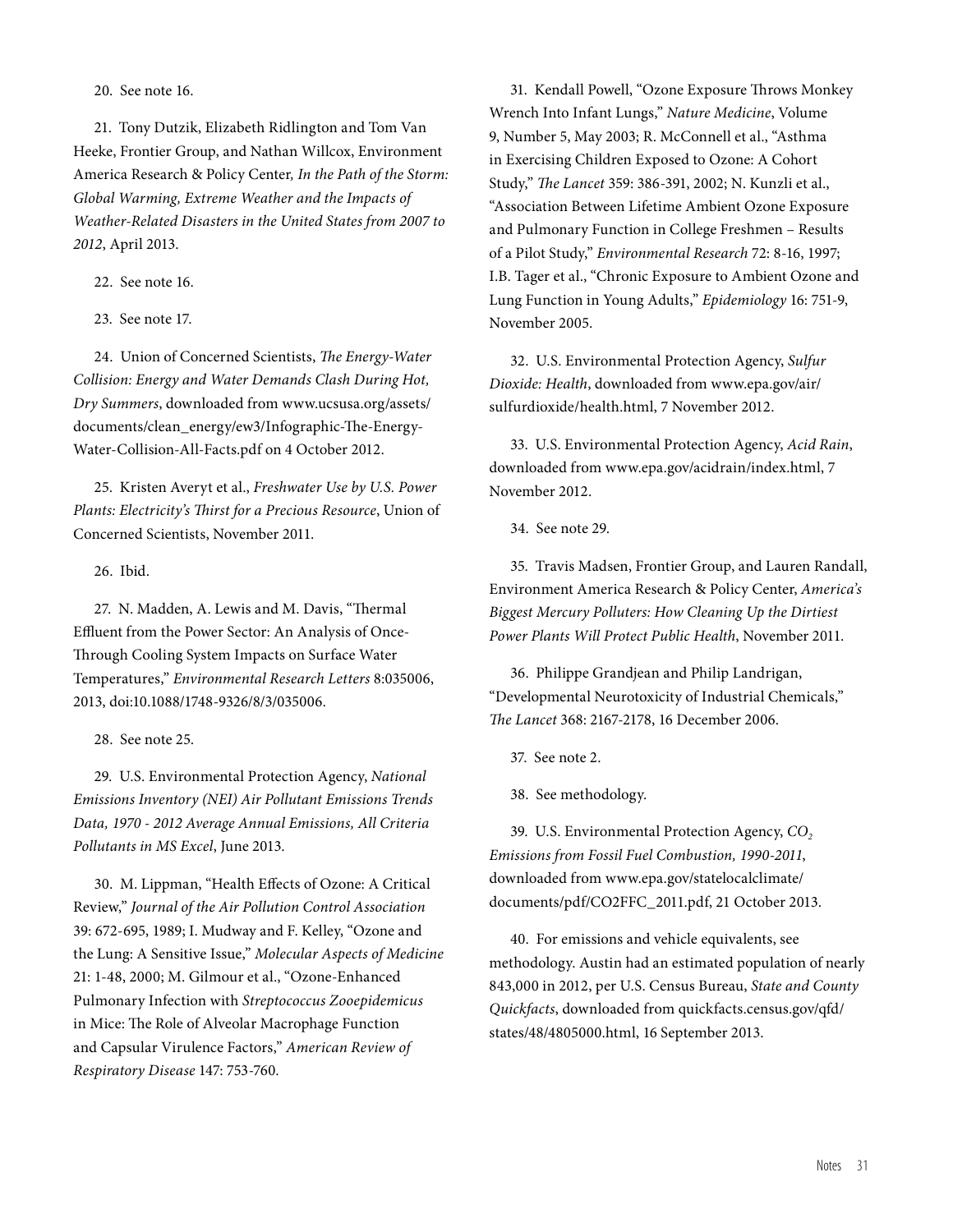20. See note 16.

21. Tony Dutzik, Elizabeth Ridlington and Tom Van Heeke, Frontier Group, and Nathan Willcox, Environment America Research & Policy Center, *In the Path of the Storm: Global Warming, Extreme Weather and the Impacts of Weather-Related Disasters in the United States from 2007 to 2012*, April 2013.

22. See note 16.

23. See note 17.

24. Union of Concerned Scientists, *The Energy-Water Collision: Energy and Water Demands Clash During Hot, Dry Summers*, downloaded from www.ucsusa.org/assets/documents/clean_energy/ew3/Infographic-The-Energy-Water-Collision-All-Facts.pdf on 4 October 2012.

25. Kristen Averyt et al., *Freshwater Use by U.S. Power Plants: Electricity's Thirst for a Precious Resource*, Union of Concerned Scientists, November 2011.

26. Ibid.

27. N. Madden, A. Lewis and M. Davis, "Thermal Effluent from the Power Sector: An Analysis of Once-Through Cooling System Impacts on Surface Water Temperatures," *Environmental Research Letters* 8:035006, 2013, doi:10.1088/1748-9326/8/3/035006.

28. See note 25.

29. U.S. Environmental Protection Agency, *National Emissions Inventory (NEI) Air Pollutant Emissions Trends Data, 1970 - 2012 Average Annual Emissions, All Criteria Pollutants in MS Excel*, June 2013.

30. M. Lippman, "Health Effects of Ozone: A Critical Review," *Journal of the Air Pollution Control Association* 39: 672-695, 1989; I. Mudway and F. Kelley, "Ozone and the Lung: A Sensitive Issue," *Molecular Aspects of Medicine* 21: 1-48, 2000; M. Gilmour et al., "Ozone-Enhanced Pulmonary Infection with *Streptococcus Zooepidemicus* in Mice: The Role of Alveolar Macrophage Function and Capsular Virulence Factors," *American Review of Respiratory Disease* 147: 753-760.

31. Kendall Powell, "Ozone Exposure Throws Monkey Wrench Into Infant Lungs," *Nature Medicine*, Volume 9, Number 5, May 2003; R. McConnell et al., "Asthma in Exercising Children Exposed to Ozone: A Cohort Study," *The Lancet* 359: 386-391, 2002; N. Kunzli et al., "Association Between Lifetime Ambient Ozone Exposure and Pulmonary Function in College Freshmen – Results of a Pilot Study," *Environmental Research* 72: 8-16, 1997; I.B. Tager et al., "Chronic Exposure to Ambient Ozone and Lung Function in Young Adults," *Epidemiology* 16: 751-9, November 2005.

32. U.S. Environmental Protection Agency, *Sulfur Dioxide: Health*, downloaded from www.epa.gov/air/sulfurdioxide/health.html, 7 November 2012.

33. U.S. Environmental Protection Agency, *Acid Rain*, downloaded from www.epa.gov/acidrain/index.html, 7 November 2012.

34. See note 29.

35. Travis Madsen, Frontier Group, and Lauren Randall, Environment America Research & Policy Center, *America's Biggest Mercury Polluters: How Cleaning Up the Dirtiest Power Plants Will Protect Public Health*, November 2011.

36. Philippe Grandjean and Philip Landrigan, "Developmental Neurotoxicity of Industrial Chemicals," *The Lancet* 368: 2167-2178, 16 December 2006.

37. See note 2.

38. See methodology.

39. U.S. Environmental Protection Agency, *$CO_2$ Emissions from Fossil Fuel Combustion, 1990-2011*, downloaded from www.epa.gov/statelocalclimate/documents/pdf/CO2FFC_2011.pdf, 21 October 2013.

40. For emissions and vehicle equivalents, see methodology. Austin had an estimated population of nearly 843,000 in 2012, per U.S. Census Bureau, *State and County Quickfacts*, downloaded from quickfacts.census.gov/qfd/states/48/4805000.html, 16 September 2013.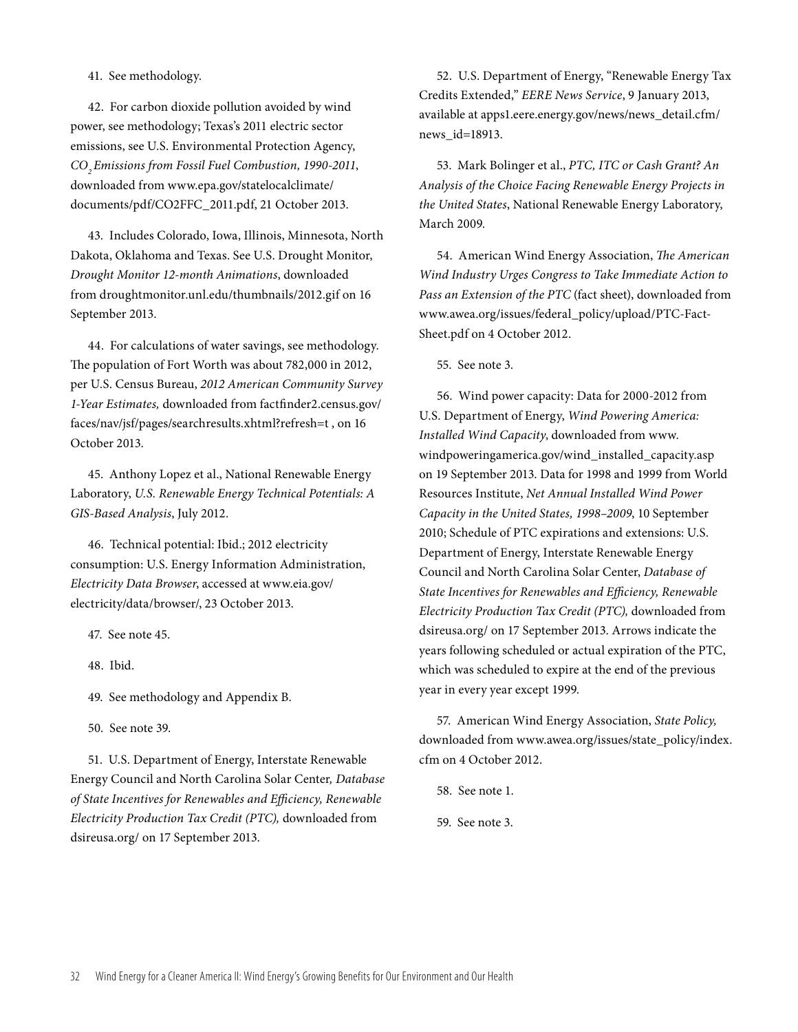41. See methodology.

42. For carbon dioxide pollution avoided by wind power, see methodology; Texas's 2011 electric sector emissions, see U.S. Environmental Protection Agency, *$CO_2$ Emissions from Fossil Fuel Combustion, 1990-2011*, downloaded from www.epa.gov/statelocalclimate/documents/pdf/CO2FFC_2011.pdf, 21 October 2013.

43. Includes Colorado, Iowa, Illinois, Minnesota, North Dakota, Oklahoma and Texas. See U.S. Drought Monitor, *Drought Monitor 12-month Animations*, downloaded from droughtmonitor.unl.edu/thumbnails/2012.gif on 16 September 2013.

44. For calculations of water savings, see methodology. The population of Fort Worth was about 782,000 in 2012, per U.S. Census Bureau, *2012 American Community Survey 1-Year Estimates,* downloaded from factfinder2.census.gov/faces/nav/jsf/pages/searchresults.xhtml?refresh=t , on 16 October 2013.

45. Anthony Lopez et al., National Renewable Energy Laboratory, *U.S. Renewable Energy Technical Potentials: A GIS-Based Analysis*, July 2012.

46. Technical potential: Ibid.; 2012 electricity consumption: U.S. Energy Information Administration, *Electricity Data Browser*, accessed at www.eia.gov/electricity/data/browser/, 23 October 2013.

47. See note 45.

48. Ibid.

49. See methodology and Appendix B.

50. See note 39.

51. U.S. Department of Energy, Interstate Renewable Energy Council and North Carolina Solar Center, *Database of State Incentives for Renewables and Efficiency, Renewable Electricity Production Tax Credit (PTC),* downloaded from dsireusa.org/ on 17 September 2013.

52. U.S. Department of Energy, "Renewable Energy Tax Credits Extended," *EERE News Service*, 9 January 2013, available at apps1.eere.energy.gov/news/news_detail.cfm/news_id=18913.

53. Mark Bolinger et al., *PTC, ITC or Cash Grant? An Analysis of the Choice Facing Renewable Energy Projects in the United States*, National Renewable Energy Laboratory, March 2009.

54. American Wind Energy Association, *The American Wind Industry Urges Congress to Take Immediate Action to Pass an Extension of the PTC* (fact sheet), downloaded from www.awea.org/issues/federal_policy/upload/PTC-Fact-Sheet.pdf on 4 October 2012.

55. See note 3.

56. Wind power capacity: Data for 2000-2012 from U.S. Department of Energy, *Wind Powering America: Installed Wind Capacity*, downloaded from www.windpoweringamerica.gov/wind_installed_capacity.asp on 19 September 2013. Data for 1998 and 1999 from World Resources Institute, *Net Annual Installed Wind Power Capacity in the United States, 1998–2009*, 10 September 2010; Schedule of PTC expirations and extensions: U.S. Department of Energy, Interstate Renewable Energy Council and North Carolina Solar Center, *Database of State Incentives for Renewables and Efficiency, Renewable Electricity Production Tax Credit (PTC),* downloaded from dsireusa.org/ on 17 September 2013. Arrows indicate the years following scheduled or actual expiration of the PTC, which was scheduled to expire at the end of the previous year in every year except 1999.

57. American Wind Energy Association, *State Policy,* downloaded from www.awea.org/issues/state_policy/index.cfm on 4 October 2012.

58. See note 1.

59. See note 3.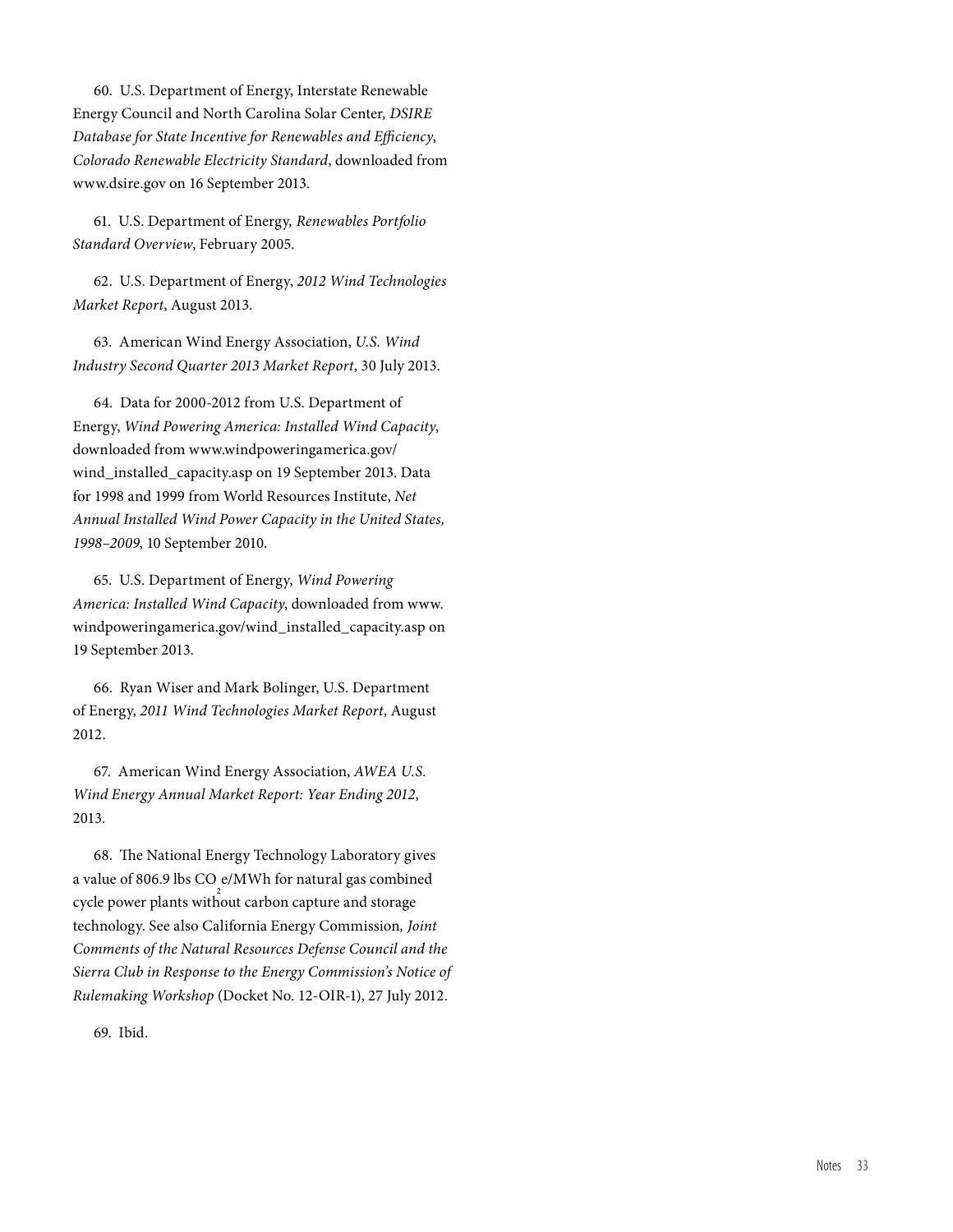60. U.S. Department of Energy, Interstate Renewable Energy Council and North Carolina Solar Center, *DSIRE Database for State Incentive for Renewables and Efficiency*, *Colorado Renewable Electricity Standard*, downloaded from www.dsire.gov on 16 September 2013.

61. U.S. Department of Energy, *Renewables Portfolio Standard Overview*, February 2005.

62. U.S. Department of Energy, *2012 Wind Technologies Market Report*, August 2013.

63. American Wind Energy Association, *U.S. Wind Industry Second Quarter 2013 Market Report*, 30 July 2013.

64. Data for 2000-2012 from U.S. Department of Energy, *Wind Powering America: Installed Wind Capacity*, downloaded from www.windpoweringamerica.gov/wind_installed_capacity.asp on 19 September 2013. Data for 1998 and 1999 from World Resources Institute, *Net Annual Installed Wind Power Capacity in the United States, 1998–2009*, 10 September 2010.

65. U.S. Department of Energy, *Wind Powering America: Installed Wind Capacity*, downloaded from www.windpoweringamerica.gov/wind_installed_capacity.asp on 19 September 2013.

66. Ryan Wiser and Mark Bolinger, U.S. Department of Energy, *2011 Wind Technologies Market Report*, August 2012.

67. American Wind Energy Association, *AWEA U.S. Wind Energy Annual Market Report: Year Ending 2012*, 2013.

68. The National Energy Technology Laboratory gives a value of 806.9 lbs $CO_2$e/MWh for natural gas combined cycle power plants without carbon capture and storage technology. See also California Energy Commission, *Joint Comments of the Natural Resources Defense Council and the Sierra Club in Response to the Energy Commission's Notice of Rulemaking Workshop* (Docket No. 12-OIR-1), 27 July 2012.

69. Ibid.